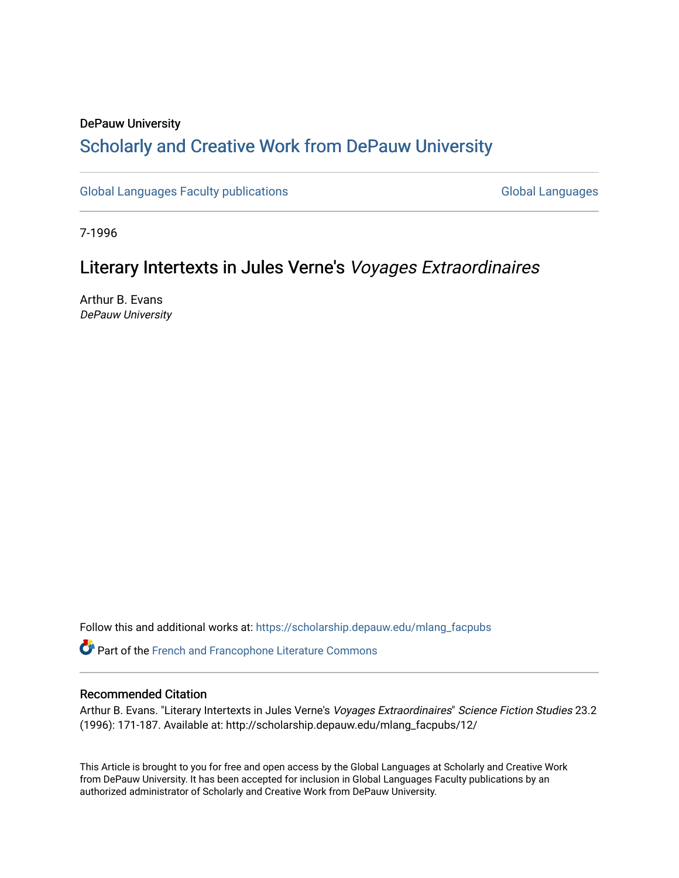DePauw University

# Scholarly and Creative Work from DePauw University

Global Languages Faculty publications | Global Languages

7-1996

## Literary Intertexts in Jules Verne's *Voyages Extraordinaires*

Arthur B. Evans
*DePauw University*

Follow this and additional works at: https://scholarship.depauw.edu/mlang_facpubs

Part of the French and Francophone Literature Commons

### Recommended Citation

Arthur B. Evans. "Literary Intertexts in Jules Verne's *Voyages Extraordinaires*" *Science Fiction Studies* 23.2 (1996): 171-187. Available at: http://scholarship.depauw.edu/mlang_facpubs/12/

This Article is brought to you for free and open access by the Global Languages at Scholarly and Creative Work from DePauw University. It has been accepted for inclusion in Global Languages Faculty publications by an authorized administrator of Scholarly and Creative Work from DePauw University.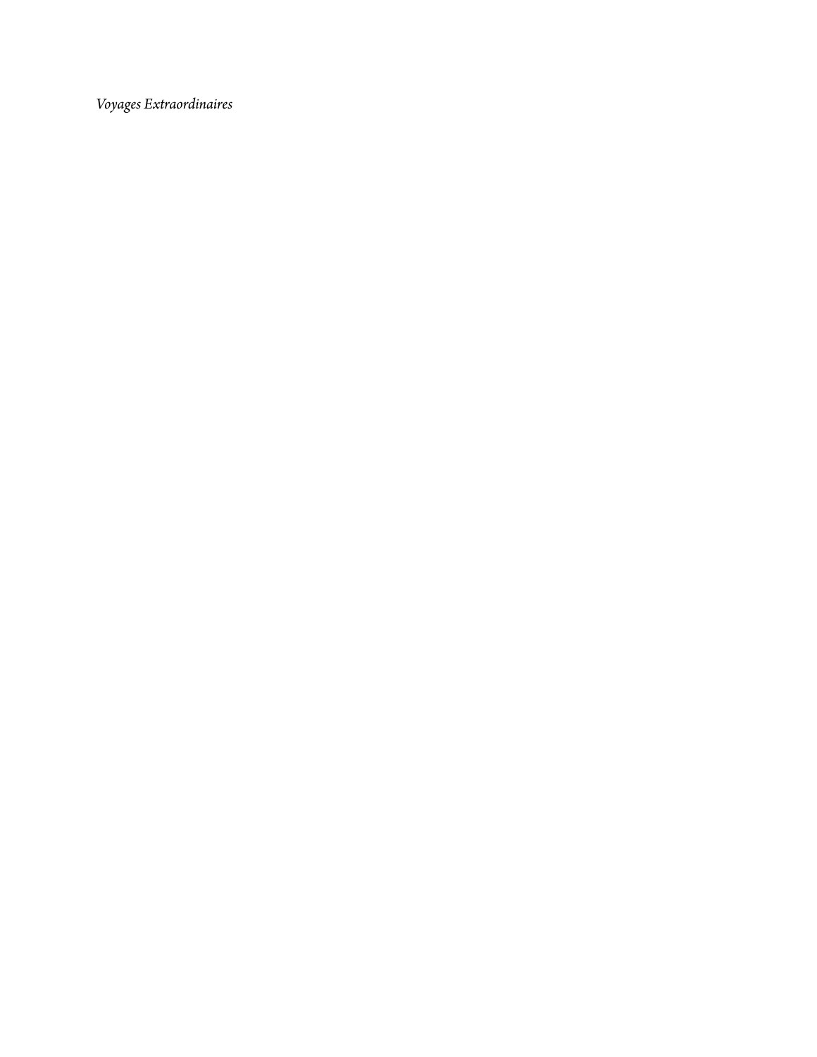*Voyages Extraordinaires*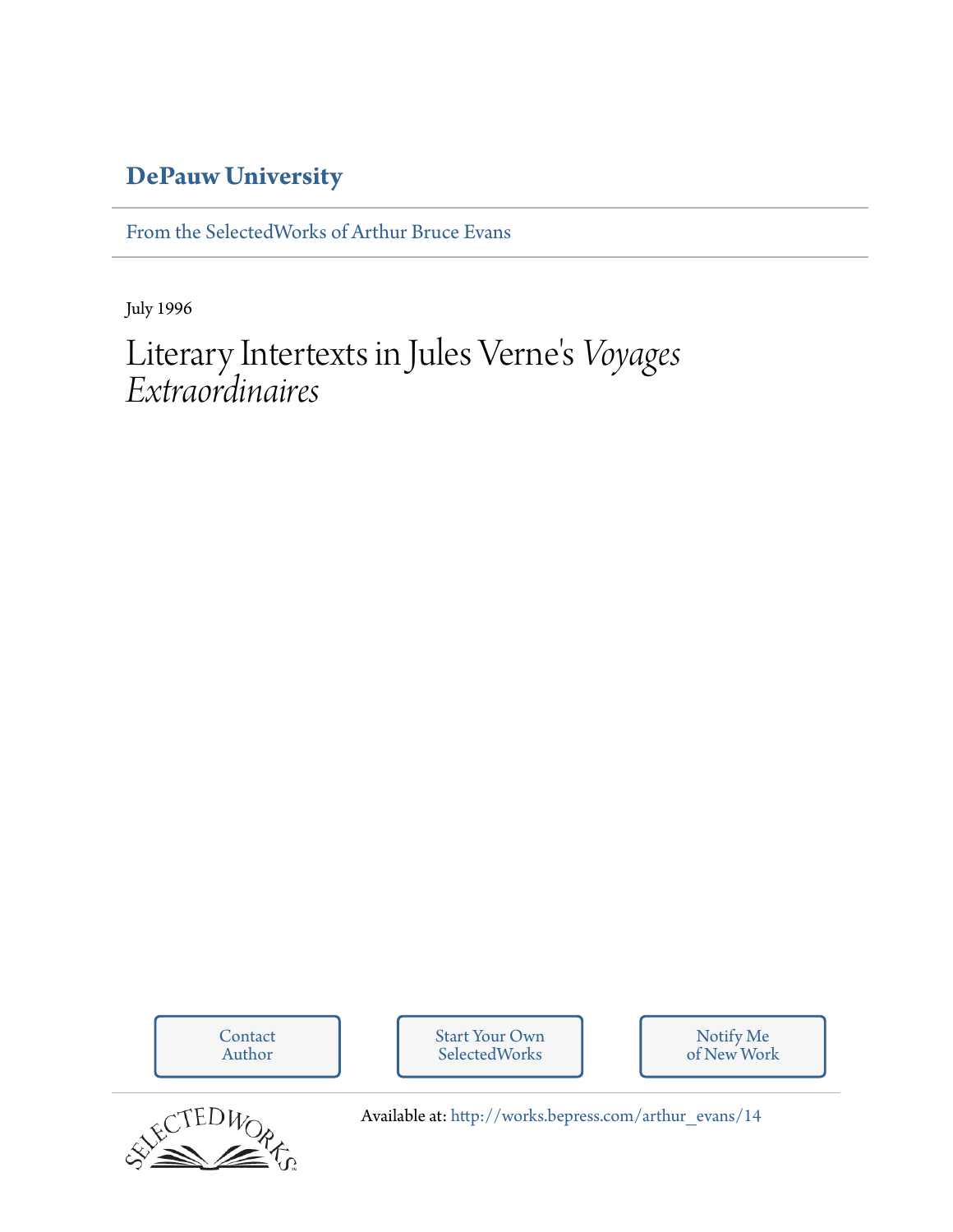**DePauw University**

From the SelectedWorks of Arthur Bruce Evans

July 1996

# Literary Intertexts in Jules Verne's *Voyages Extraordinaires*

Contact Author

Start Your Own SelectedWorks

Notify Me of New Work

Available at: http://works.bepress.com/arthur_evans/14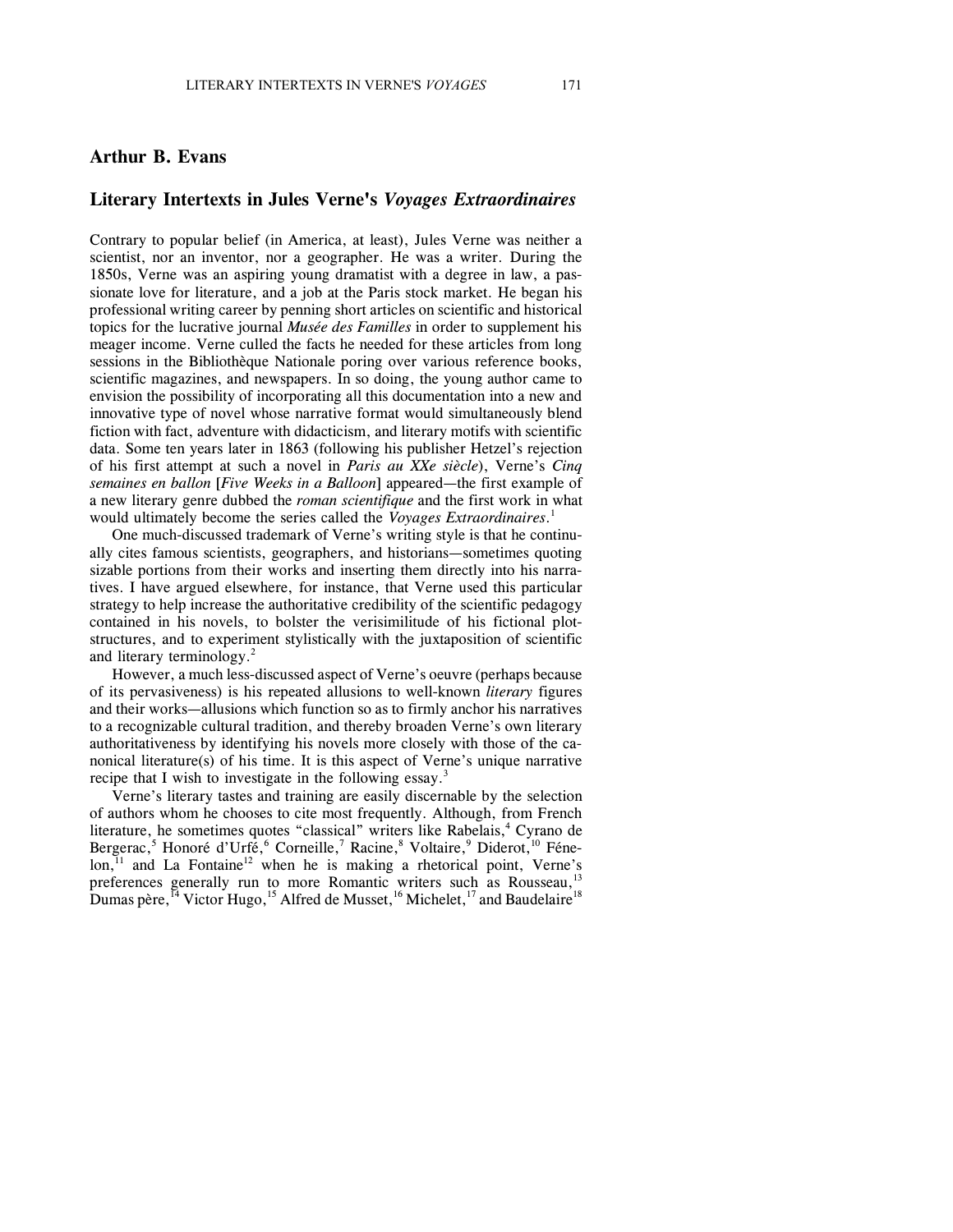## Arthur B. Evans

## Literary Intertexts in Jules Verne's *Voyages Extraordinaires*

Contrary to popular belief (in America, at least), Jules Verne was neither a scientist, nor an inventor, nor a geographer. He was a writer. During the 1850s, Verne was an aspiring young dramatist with a degree in law, a passionate love for literature, and a job at the Paris stock market. He began his professional writing career by penning short articles on scientific and historical topics for the lucrative journal *Musée des Familles* in order to supplement his meager income. Verne culled the facts he needed for these articles from long sessions in the Bibliothèque Nationale poring over various reference books, scientific magazines, and newspapers. In so doing, the young author came to envision the possibility of incorporating all this documentation into a new and innovative type of novel whose narrative format would simultaneously blend fiction with fact, adventure with didacticism, and literary motifs with scientific data. Some ten years later in 1863 (following his publisher Hetzel's rejection of his first attempt at such a novel in *Paris au XXe siècle*), Verne's *Cinq semaines en ballon* [*Five Weeks in a Balloon*] appeared—the first example of a new literary genre dubbed the *roman scientifique* and the first work in what would ultimately become the series called the *Voyages Extraordinaires*.[1]

One much-discussed trademark of Verne's writing style is that he continually cites famous scientists, geographers, and historians—sometimes quoting sizable portions from their works and inserting them directly into his narratives. I have argued elsewhere, for instance, that Verne used this particular strategy to help increase the authoritative credibility of the scientific pedagogy contained in his novels, to bolster the verisimilitude of his fictional plot-structures, and to experiment stylistically with the juxtaposition of scientific and literary terminology.[2]

However, a much less-discussed aspect of Verne's oeuvre (perhaps because of its pervasiveness) is his repeated allusions to well-known *literary* figures and their works—allusions which function so as to firmly anchor his narratives to a recognizable cultural tradition, and thereby broaden Verne's own literary authoritativeness by identifying his novels more closely with those of the canonical literature(s) of his time. It is this aspect of Verne's unique narrative recipe that I wish to investigate in the following essay.[3]

Verne's literary tastes and training are easily discernable by the selection of authors whom he chooses to cite most frequently. Although, from French literature, he sometimes quotes "classical" writers like Rabelais,[4] Cyrano de Bergerac,[5] Honoré d'Urfé,[6] Corneille,[7] Racine,[8] Voltaire,[9] Diderot,[10] Fénelon,[11] and La Fontaine[12] when he is making a rhetorical point, Verne's preferences generally run to more Romantic writers such as Rousseau,[13] Dumas père,[14] Victor Hugo,[15] Alfred de Musset,[16] Michelet,[17] and Baudelaire[18]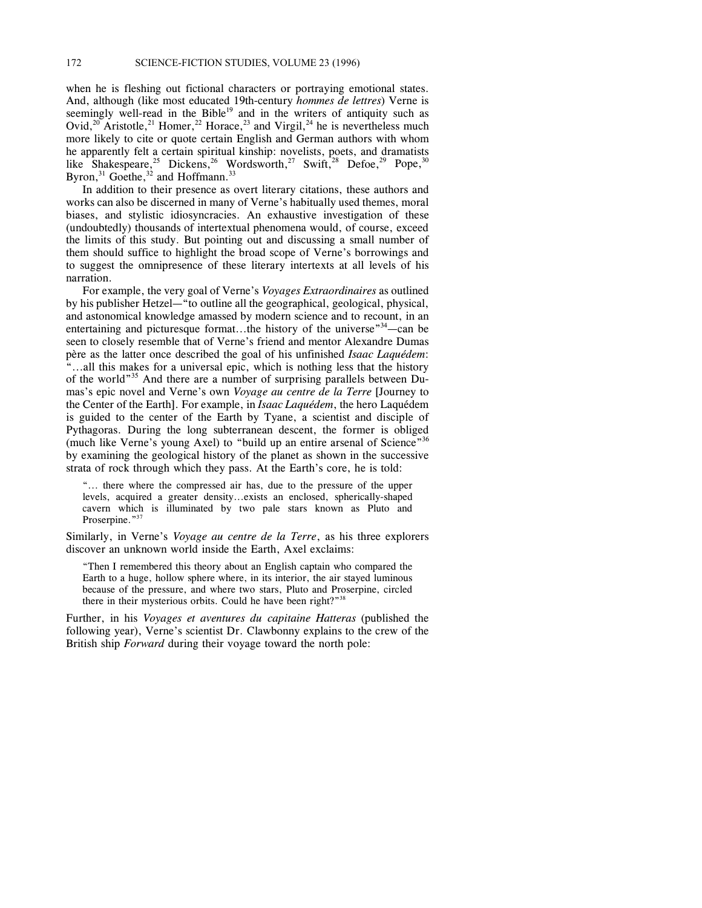when he is fleshing out fictional characters or portraying emotional states. And, although (like most educated 19th-century *hommes de lettres*) Verne is seemingly well-read in the Bible[19] and in the writers of antiquity such as Ovid,[20] Aristotle,[21] Homer,[22] Horace,[23] and Virgil,[24] he is nevertheless much more likely to cite or quote certain English and German authors with whom he apparently felt a certain spiritual kinship: novelists, poets, and dramatists like Shakespeare,[25] Dickens,[26] Wordsworth,[27] Swift,[28] Defoe,[29] Pope,[30] Byron,[31] Goethe,[32] and Hoffmann.[33]

In addition to their presence as overt literary citations, these authors and works can also be discerned in many of Verne's habitually used themes, moral biases, and stylistic idiosyncracies. An exhaustive investigation of these (undoubtedly) thousands of intertextual phenomena would, of course, exceed the limits of this study. But pointing out and discussing a small number of them should suffice to highlight the broad scope of Verne's borrowings and to suggest the omnipresence of these literary intertexts at all levels of his narration.

For example, the very goal of Verne's *Voyages Extraordinaires* as outlined by his publisher Hetzel—"to outline all the geographical, geological, physical, and astonomical knowledge amassed by modern science and to recount, in an entertaining and picturesque format…the history of the universe"[34]—can be seen to closely resemble that of Verne's friend and mentor Alexandre Dumas père as the latter once described the goal of his unfinished *Isaac Laquédem*: "…all this makes for a universal epic, which is nothing less that the history of the world"[35] And there are a number of surprising parallels between Dumas's epic novel and Verne's own *Voyage au centre de la Terre* [Journey to the Center of the Earth]. For example, in *Isaac Laquédem*, the hero Laquédem is guided to the center of the Earth by Tyane, a scientist and disciple of Pythagoras. During the long subterranean descent, the former is obliged (much like Verne's young Axel) to "build up an entire arsenal of Science"[36] by examining the geological history of the planet as shown in the successive strata of rock through which they pass. At the Earth's core, he is told:

> "… there where the compressed air has, due to the pressure of the upper levels, acquired a greater density…exists an enclosed, spherically-shaped cavern which is illuminated by two pale stars known as Pluto and Proserpine."[37]

Similarly, in Verne's *Voyage au centre de la Terre*, as his three explorers discover an unknown world inside the Earth, Axel exclaims:

> "Then I remembered this theory about an English captain who compared the Earth to a huge, hollow sphere where, in its interior, the air stayed luminous because of the pressure, and where two stars, Pluto and Proserpine, circled there in their mysterious orbits. Could he have been right?"[38]

Further, in his *Voyages et aventures du capitaine Hatteras* (published the following year), Verne's scientist Dr. Clawbonny explains to the crew of the British ship *Forward* during their voyage toward the north pole: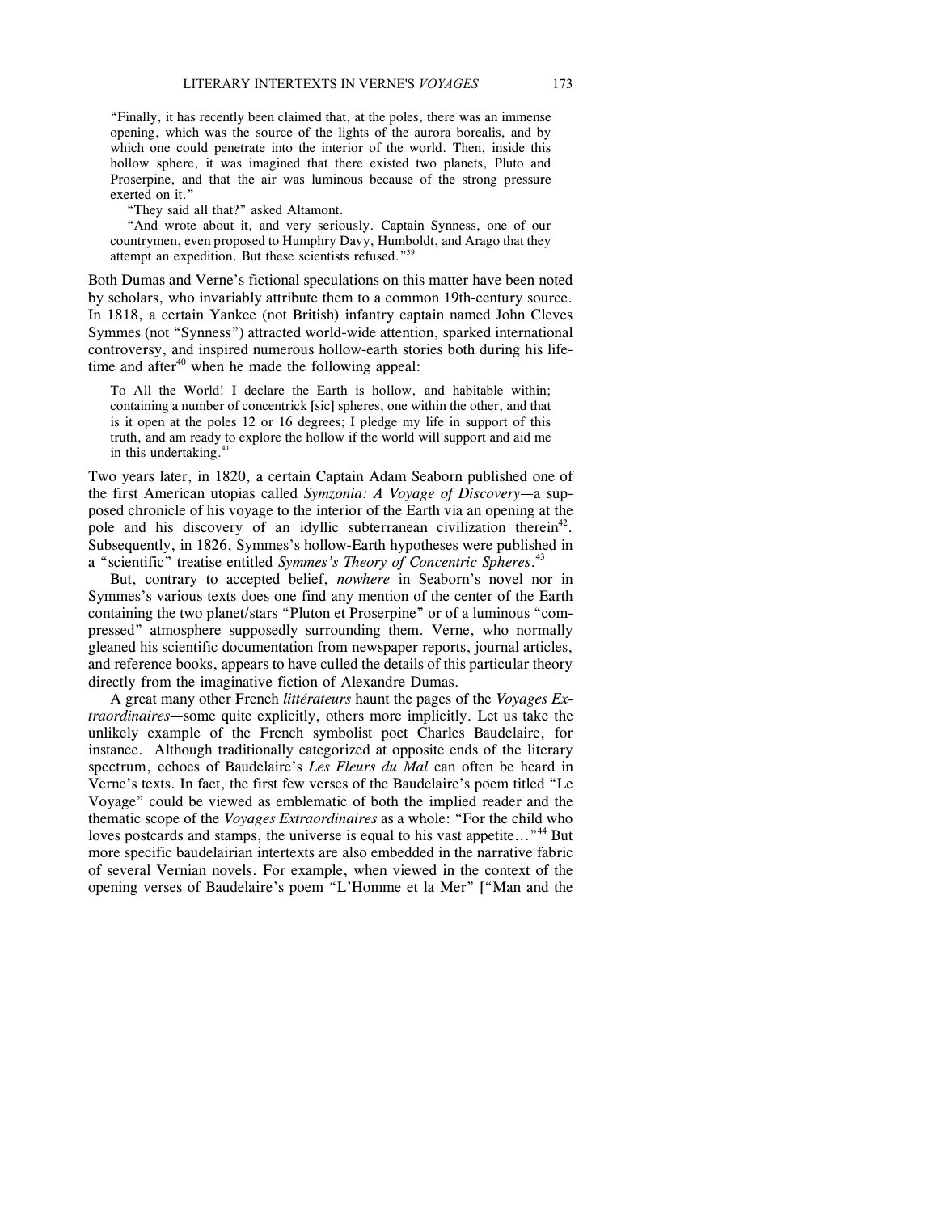> "Finally, it has recently been claimed that, at the poles, there was an immense opening, which was the source of the lights of the aurora borealis, and by which one could penetrate into the interior of the world. Then, inside this hollow sphere, it was imagined that there existed two planets, Pluto and Proserpine, and that the air was luminous because of the strong pressure exerted on it."
>
> "They said all that?" asked Altamont.
>
> "And wrote about it, and very seriously. Captain Synness, one of our countrymen, even proposed to Humphry Davy, Humboldt, and Arago that they attempt an expedition. But these scientists refused."[39]

Both Dumas and Verne's fictional speculations on this matter have been noted by scholars, who invariably attribute them to a common 19th-century source. In 1818, a certain Yankee (not British) infantry captain named John Cleves Symmes (not "Synness") attracted world-wide attention, sparked international controversy, and inspired numerous hollow-earth stories both during his lifetime and after[40] when he made the following appeal:

> To All the World! I declare the Earth is hollow, and habitable within; containing a number of concentrick [sic] spheres, one within the other, and that is it open at the poles 12 or 16 degrees; I pledge my life in support of this truth, and am ready to explore the hollow if the world will support and aid me in this undertaking.[41]

Two years later, in 1820, a certain Captain Adam Seaborn published one of the first American utopias called *Symzonia: A Voyage of Discovery*—a supposed chronicle of his voyage to the interior of the Earth via an opening at the pole and his discovery of an idyllic subterranean civilization therein[42]. Subsequently, in 1826, Symmes's hollow-Earth hypotheses were published in a "scientific" treatise entitled *Symmes's Theory of Concentric Spheres*.[43]

But, contrary to accepted belief, *nowhere* in Seaborn's novel nor in Symmes's various texts does one find any mention of the center of the Earth containing the two planet/stars "Pluton et Proserpine" or of a luminous "compressed" atmosphere supposedly surrounding them. Verne, who normally gleaned his scientific documentation from newspaper reports, journal articles, and reference books, appears to have culled the details of this particular theory directly from the imaginative fiction of Alexandre Dumas.

A great many other French *littérateurs* haunt the pages of the *Voyages Extraordinaires*—some quite explicitly, others more implicitly. Let us take the unlikely example of the French symbolist poet Charles Baudelaire, for instance. Although traditionally categorized at opposite ends of the literary spectrum, echoes of Baudelaire's *Les Fleurs du Mal* can often be heard in Verne's texts. In fact, the first few verses of the Baudelaire's poem titled "Le Voyage" could be viewed as emblematic of both the implied reader and the thematic scope of the *Voyages Extraordinaires* as a whole: "For the child who loves postcards and stamps, the universe is equal to his vast appetite…"[44] But more specific baudelairian intertexts are also embedded in the narrative fabric of several Vernian novels. For example, when viewed in the context of the opening verses of Baudelaire's poem "L'Homme et la Mer" ["Man and the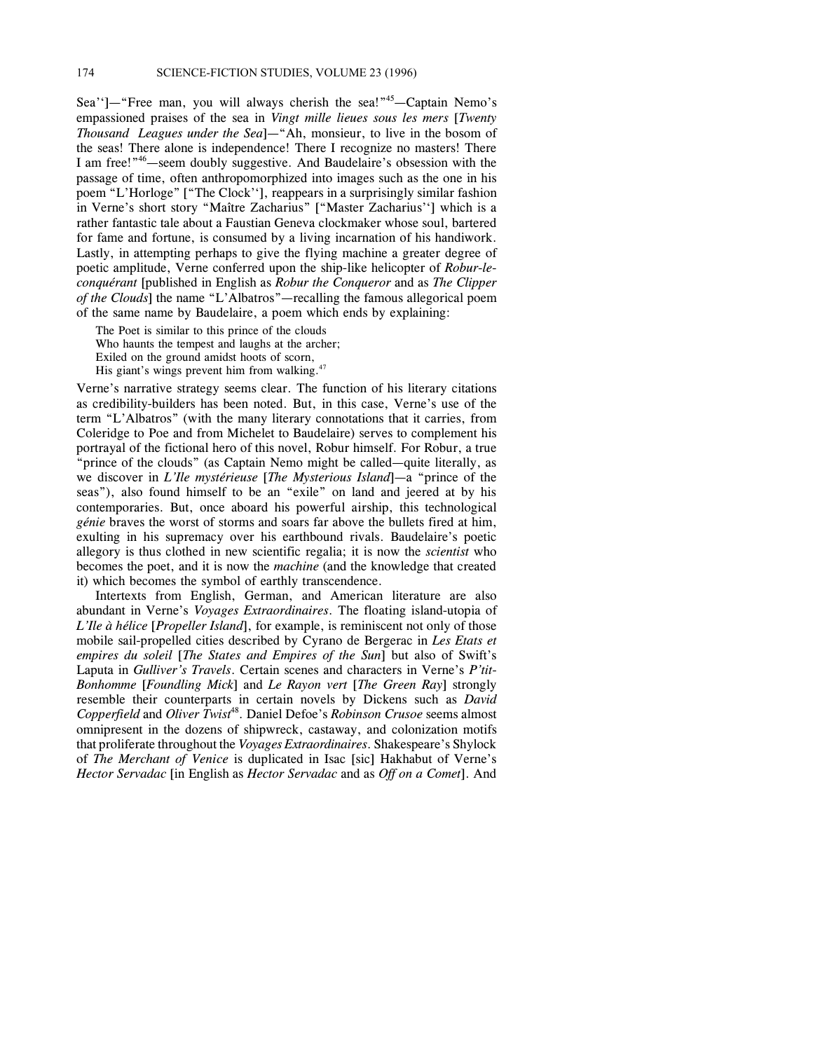Sea'']—"Free man, you will always cherish the sea!"[45]—Captain Nemo's empassioned praises of the sea in *Vingt mille lieues sous les mers* [*Twenty Thousand Leagues under the Sea*]—"Ah, monsieur, to live in the bosom of the seas! There alone is independence! There I recognize no masters! There I am free!"[46]—seem doubly suggestive. And Baudelaire's obsession with the passage of time, often anthropomorphized into images such as the one in his poem "L'Horloge" ["The Clock''], reappears in a surprisingly similar fashion in Verne's short story "Maître Zacharius" ["Master Zacharius''] which is a rather fantastic tale about a Faustian Geneva clockmaker whose soul, bartered for fame and fortune, is consumed by a living incarnation of his handiwork. Lastly, in attempting perhaps to give the flying machine a greater degree of poetic amplitude, Verne conferred upon the ship-like helicopter of *Robur-le-conquérant* [published in English as *Robur the Conqueror* and as *The Clipper of the Clouds*] the name "L'Albatros"—recalling the famous allegorical poem of the same name by Baudelaire, a poem which ends by explaining:

> The Poet is similar to this prince of the clouds
> Who haunts the tempest and laughs at the archer;
> Exiled on the ground amidst hoots of scorn,
> His giant's wings prevent him from walking.[47]

Verne's narrative strategy seems clear. The function of his literary citations as credibility-builders has been noted. But, in this case, Verne's use of the term "L'Albatros" (with the many literary connotations that it carries, from Coleridge to Poe and from Michelet to Baudelaire) serves to complement his portrayal of the fictional hero of this novel, Robur himself. For Robur, a true "prince of the clouds" (as Captain Nemo might be called—quite literally, as we discover in *L'Ile mystérieuse* [*The Mysterious Island*]—a "prince of the seas"), also found himself to be an "exile" on land and jeered at by his contemporaries. But, once aboard his powerful airship, this technological *génie* braves the worst of storms and soars far above the bullets fired at him, exulting in his supremacy over his earthbound rivals. Baudelaire's poetic allegory is thus clothed in new scientific regalia; it is now the *scientist* who becomes the poet, and it is now the *machine* (and the knowledge that created it) which becomes the symbol of earthly transcendence.

Intertexts from English, German, and American literature are also abundant in Verne's *Voyages Extraordinaires*. The floating island-utopia of *L'Ile à hélice* [*Propeller Island*], for example, is reminiscent not only of those mobile sail-propelled cities described by Cyrano de Bergerac in *Les Etats et empires du soleil* [*The States and Empires of the Sun*] but also of Swift's Laputa in *Gulliver's Travels*. Certain scenes and characters in Verne's *P'tit-Bonhomme* [*Foundling Mick*] and *Le Rayon vert* [*The Green Ray*] strongly resemble their counterparts in certain novels by Dickens such as *David Copperfield* and *Oliver Twist*[48]. Daniel Defoe's *Robinson Crusoe* seems almost omnipresent in the dozens of shipwreck, castaway, and colonization motifs that proliferate throughout the *Voyages Extraordinaires*. Shakespeare's Shylock of *The Merchant of Venice* is duplicated in Isac [sic] Hakhabut of Verne's *Hector Servadac* [in English as *Hector Servadac* and as *Off on a Comet*]. And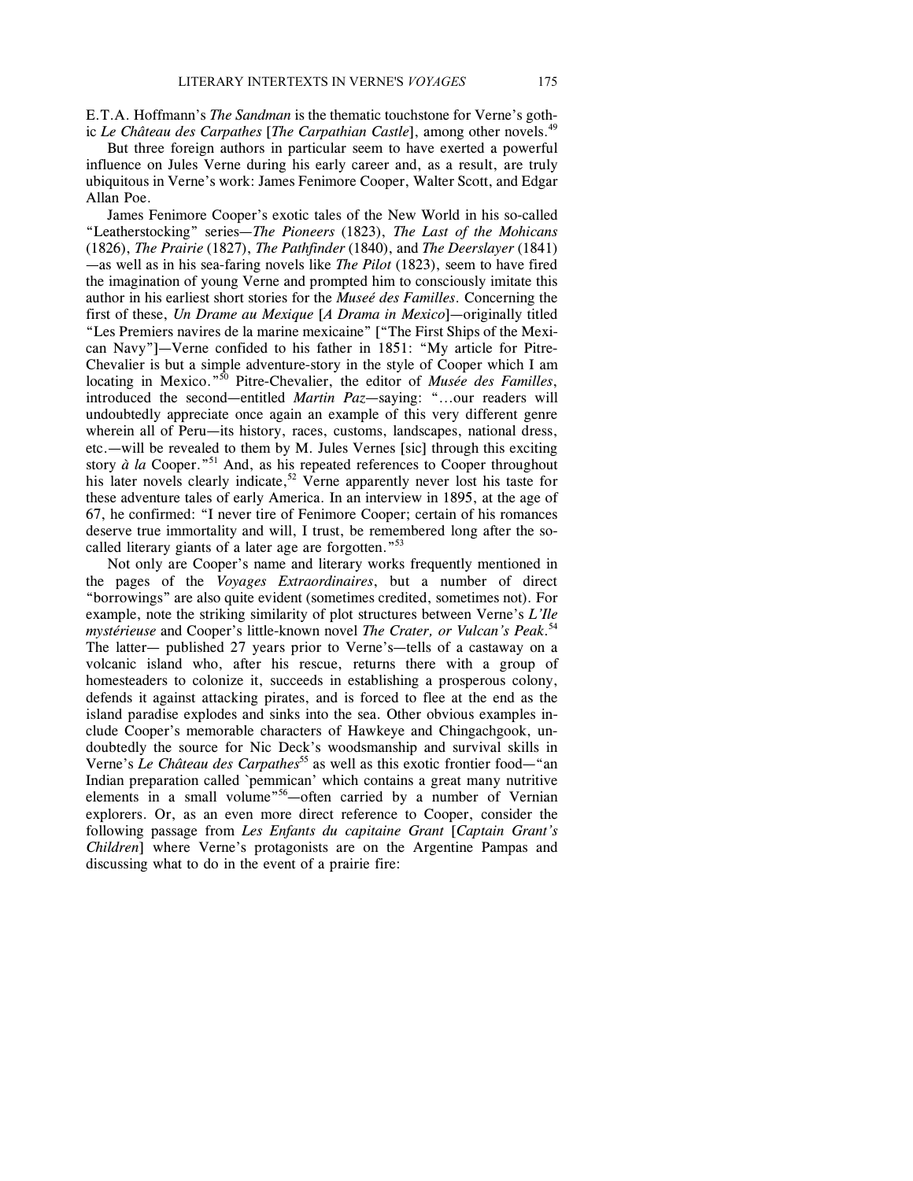E.T.A. Hoffmann's *The Sandman* is the thematic touchstone for Verne's gothic *Le Château des Carpathes* [*The Carpathian Castle*], among other novels.[49]

But three foreign authors in particular seem to have exerted a powerful influence on Jules Verne during his early career and, as a result, are truly ubiquitous in Verne's work: James Fenimore Cooper, Walter Scott, and Edgar Allan Poe.

James Fenimore Cooper's exotic tales of the New World in his so-called "Leatherstocking" series—*The Pioneers* (1823), *The Last of the Mohicans* (1826), *The Prairie* (1827), *The Pathfinder* (1840), and *The Deerslayer* (1841)—as well as in his sea-faring novels like *The Pilot* (1823), seem to have fired the imagination of young Verne and prompted him to consciously imitate this author in his earliest short stories for the *Museé des Familles*. Concerning the first of these, *Un Drame au Mexique* [*A Drama in Mexico*]—originally titled "Les Premiers navires de la marine mexicaine" ["The First Ships of the Mexican Navy"]—Verne confided to his father in 1851: "My article for Pitre-Chevalier is but a simple adventure-story in the style of Cooper which I am locating in Mexico."[50] Pitre-Chevalier, the editor of *Musée des Familles*, introduced the second—entitled *Martin Paz*—saying: "…our readers will undoubtedly appreciate once again an example of this very different genre wherein all of Peru—its history, races, customs, landscapes, national dress, etc.—will be revealed to them by M. Jules Vernes [sic] through this exciting story *à la* Cooper."[51] And, as his repeated references to Cooper throughout his later novels clearly indicate,[52] Verne apparently never lost his taste for these adventure tales of early America. In an interview in 1895, at the age of 67, he confirmed: "I never tire of Fenimore Cooper; certain of his romances deserve true immortality and will, I trust, be remembered long after the so-called literary giants of a later age are forgotten."[53]

Not only are Cooper's name and literary works frequently mentioned in the pages of the *Voyages Extraordinaires*, but a number of direct "borrowings" are also quite evident (sometimes credited, sometimes not). For example, note the striking similarity of plot structures between Verne's *L'Ile mystérieuse* and Cooper's little-known novel *The Crater, or Vulcan's Peak*.[54] The latter— published 27 years prior to Verne's—tells of a castaway on a volcanic island who, after his rescue, returns there with a group of homesteaders to colonize it, succeeds in establishing a prosperous colony, defends it against attacking pirates, and is forced to flee at the end as the island paradise explodes and sinks into the sea. Other obvious examples include Cooper's memorable characters of Hawkeye and Chingachgook, undoubtedly the source for Nic Deck's woodsmanship and survival skills in Verne's *Le Château des Carpathes*[55] as well as this exotic frontier food—"an Indian preparation called `pemmican' which contains a great many nutritive elements in a small volume"[56]—often carried by a number of Vernian explorers. Or, as an even more direct reference to Cooper, consider the following passage from *Les Enfants du capitaine Grant* [*Captain Grant's Children*] where Verne's protagonists are on the Argentine Pampas and discussing what to do in the event of a prairie fire: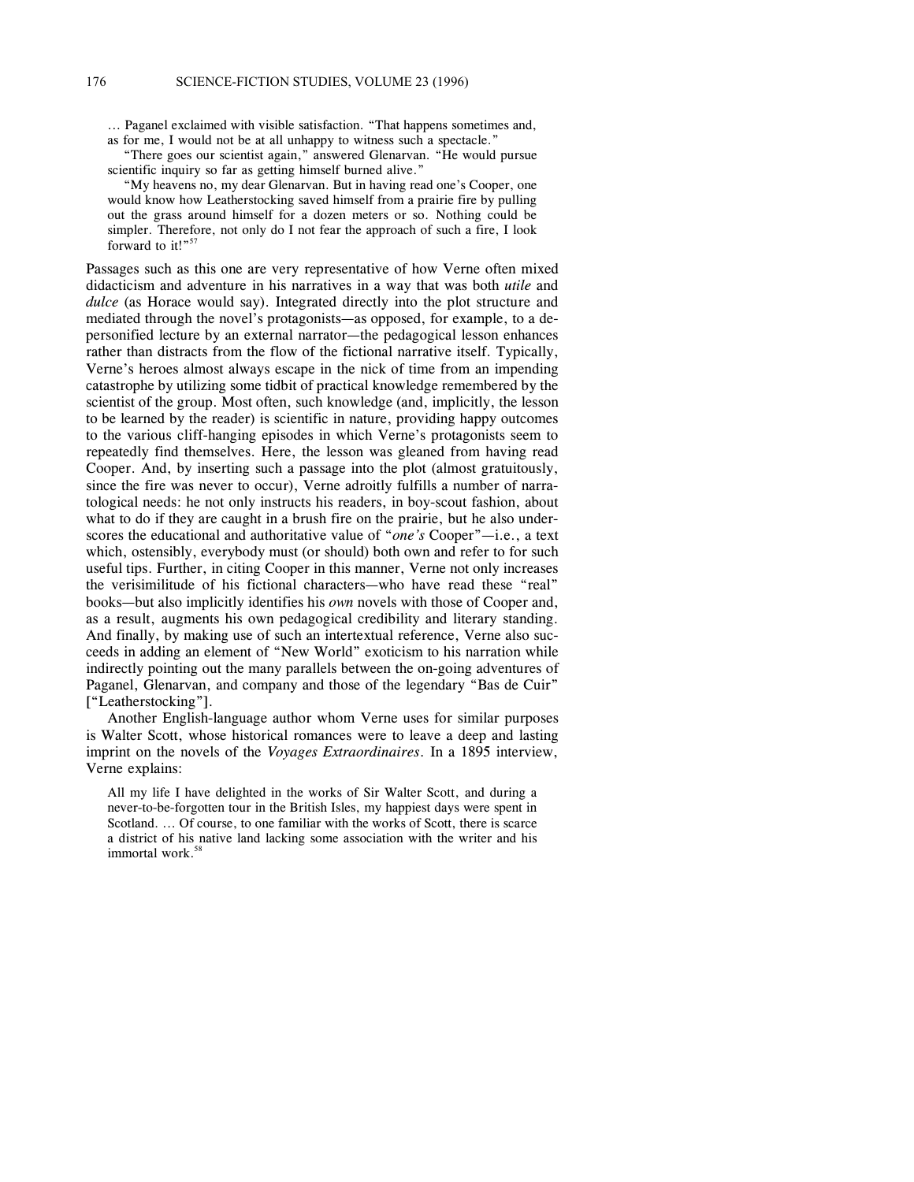> … Paganel exclaimed with visible satisfaction. "That happens sometimes and, as for me, I would not be at all unhappy to witness such a spectacle."
>
> "There goes our scientist again," answered Glenarvan. "He would pursue scientific inquiry so far as getting himself burned alive."
>
> "My heavens no, my dear Glenarvan. But in having read one's Cooper, one would know how Leatherstocking saved himself from a prairie fire by pulling out the grass around himself for a dozen meters or so. Nothing could be simpler. Therefore, not only do I not fear the approach of such a fire, I look forward to it!"[57]

Passages such as this one are very representative of how Verne often mixed didacticism and adventure in his narratives in a way that was both *utile* and *dulce* (as Horace would say). Integrated directly into the plot structure and mediated through the novel's protagonists—as opposed, for example, to a depersonified lecture by an external narrator—the pedagogical lesson enhances rather than distracts from the flow of the fictional narrative itself. Typically, Verne's heroes almost always escape in the nick of time from an impending catastrophe by utilizing some tidbit of practical knowledge remembered by the scientist of the group. Most often, such knowledge (and, implicitly, the lesson to be learned by the reader) is scientific in nature, providing happy outcomes to the various cliff-hanging episodes in which Verne's protagonists seem to repeatedly find themselves. Here, the lesson was gleaned from having read Cooper. And, by inserting such a passage into the plot (almost gratuitously, since the fire was never to occur), Verne adroitly fulfills a number of narratological needs: he not only instructs his readers, in boy-scout fashion, about what to do if they are caught in a brush fire on the prairie, but he also underscores the educational and authoritative value of "*one's* Cooper"—i.e., a text which, ostensibly, everybody must (or should) both own and refer to for such useful tips. Further, in citing Cooper in this manner, Verne not only increases the verisimilitude of his fictional characters—who have read these "real" books—but also implicitly identifies his *own* novels with those of Cooper and, as a result, augments his own pedagogical credibility and literary standing. And finally, by making use of such an intertextual reference, Verne also succeeds in adding an element of "New World" exoticism to his narration while indirectly pointing out the many parallels between the on-going adventures of Paganel, Glenarvan, and company and those of the legendary "Bas de Cuir" ["Leatherstocking"].

Another English-language author whom Verne uses for similar purposes is Walter Scott, whose historical romances were to leave a deep and lasting imprint on the novels of the *Voyages Extraordinaires*. In a 1895 interview, Verne explains:

> All my life I have delighted in the works of Sir Walter Scott, and during a never-to-be-forgotten tour in the British Isles, my happiest days were spent in Scotland. … Of course, to one familiar with the works of Scott, there is scarce a district of his native land lacking some association with the writer and his immortal work.[58]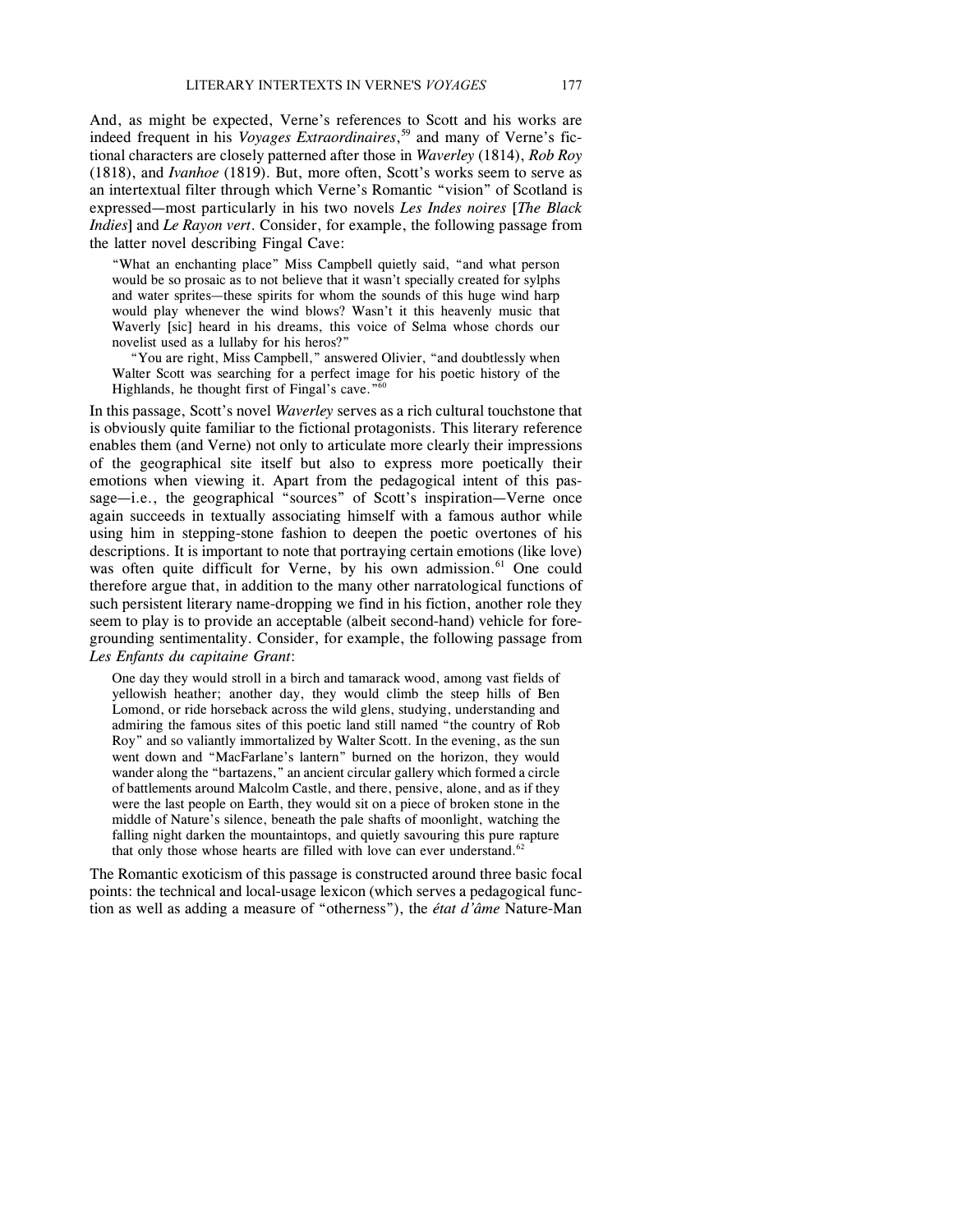And, as might be expected, Verne's references to Scott and his works are indeed frequent in his *Voyages Extraordinaires*,[59] and many of Verne's fictional characters are closely patterned after those in *Waverley* (1814), *Rob Roy* (1818), and *Ivanhoe* (1819). But, more often, Scott's works seem to serve as an intertextual filter through which Verne's Romantic "vision" of Scotland is expressed—most particularly in his two novels *Les Indes noires* [*The Black Indies*] and *Le Rayon vert*. Consider, for example, the following passage from the latter novel describing Fingal Cave:

> "What an enchanting place" Miss Campbell quietly said, "and what person would be so prosaic as to not believe that it wasn't specially created for sylphs and water sprites—these spirits for whom the sounds of this huge wind harp would play whenever the wind blows? Wasn't it this heavenly music that Waverly [sic] heard in his dreams, this voice of Selma whose chords our novelist used as a lullaby for his heros?"
>
> "You are right, Miss Campbell," answered Olivier, "and doubtlessly when Walter Scott was searching for a perfect image for his poetic history of the Highlands, he thought first of Fingal's cave."[60]

In this passage, Scott's novel *Waverley* serves as a rich cultural touchstone that is obviously quite familiar to the fictional protagonists. This literary reference enables them (and Verne) not only to articulate more clearly their impressions of the geographical site itself but also to express more poetically their emotions when viewing it. Apart from the pedagogical intent of this passage—i.e., the geographical "sources" of Scott's inspiration—Verne once again succeeds in textually associating himself with a famous author while using him in stepping-stone fashion to deepen the poetic overtones of his descriptions. It is important to note that portraying certain emotions (like love) was often quite difficult for Verne, by his own admission.[61] One could therefore argue that, in addition to the many other narratological functions of such persistent literary name-dropping we find in his fiction, another role they seem to play is to provide an acceptable (albeit second-hand) vehicle for foregrounding sentimentality. Consider, for example, the following passage from *Les Enfants du capitaine Grant*:

> One day they would stroll in a birch and tamarack wood, among vast fields of yellowish heather; another day, they would climb the steep hills of Ben Lomond, or ride horseback across the wild glens, studying, understanding and admiring the famous sites of this poetic land still named "the country of Rob Roy" and so valiantly immortalized by Walter Scott. In the evening, as the sun went down and "MacFarlane's lantern" burned on the horizon, they would wander along the "bartazens," an ancient circular gallery which formed a circle of battlements around Malcolm Castle, and there, pensive, alone, and as if they were the last people on Earth, they would sit on a piece of broken stone in the middle of Nature's silence, beneath the pale shafts of moonlight, watching the falling night darken the mountaintops, and quietly savouring this pure rapture that only those whose hearts are filled with love can ever understand.[62]

The Romantic exoticism of this passage is constructed around three basic focal points: the technical and local-usage lexicon (which serves a pedagogical function as well as adding a measure of "otherness"), the *état d'âme* Nature-Man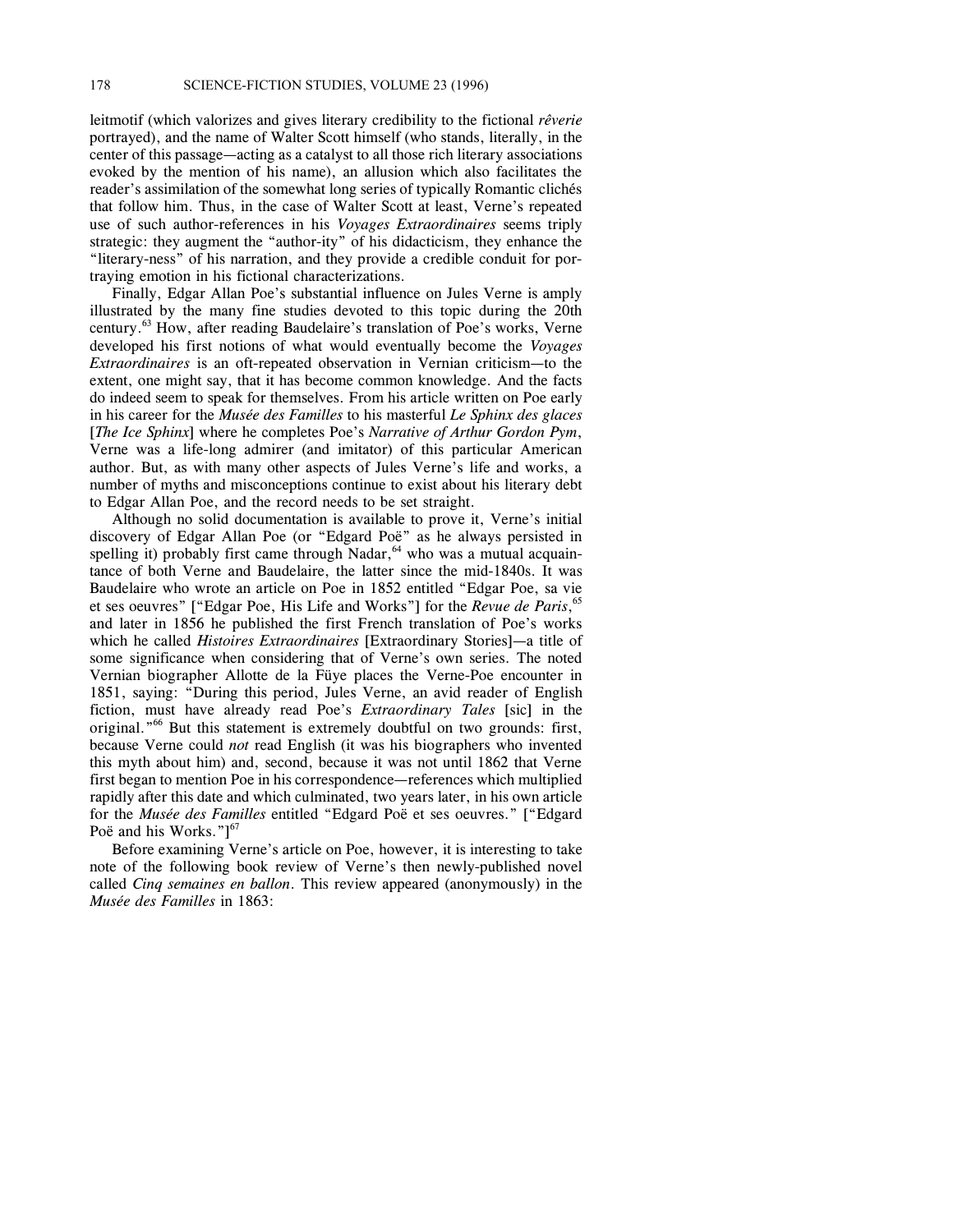leitmotif (which valorizes and gives literary credibility to the fictional *rêverie* portrayed), and the name of Walter Scott himself (who stands, literally, in the center of this passage—acting as a catalyst to all those rich literary associations evoked by the mention of his name), an allusion which also facilitates the reader's assimilation of the somewhat long series of typically Romantic clichés that follow him. Thus, in the case of Walter Scott at least, Verne's repeated use of such author-references in his *Voyages Extraordinaires* seems triply strategic: they augment the "author-ity" of his didacticism, they enhance the "literary-ness" of his narration, and they provide a credible conduit for portraying emotion in his fictional characterizations.

Finally, Edgar Allan Poe's substantial influence on Jules Verne is amply illustrated by the many fine studies devoted to this topic during the 20th century.[63] How, after reading Baudelaire's translation of Poe's works, Verne developed his first notions of what would eventually become the *Voyages Extraordinaires* is an oft-repeated observation in Vernian criticism—to the extent, one might say, that it has become common knowledge. And the facts do indeed seem to speak for themselves. From his article written on Poe early in his career for the *Musée des Familles* to his masterful *Le Sphinx des glaces* [*The Ice Sphinx*] where he completes Poe's *Narrative of Arthur Gordon Pym*, Verne was a life-long admirer (and imitator) of this particular American author. But, as with many other aspects of Jules Verne's life and works, a number of myths and misconceptions continue to exist about his literary debt to Edgar Allan Poe, and the record needs to be set straight.

Although no solid documentation is available to prove it, Verne's initial discovery of Edgar Allan Poe (or "Edgard Poë" as he always persisted in spelling it) probably first came through Nadar,[64] who was a mutual acquaintance of both Verne and Baudelaire, the latter since the mid-1840s. It was Baudelaire who wrote an article on Poe in 1852 entitled "Edgar Poe, sa vie et ses oeuvres" ["Edgar Poe, His Life and Works"] for the *Revue de Paris*,[65] and later in 1856 he published the first French translation of Poe's works which he called *Histoires Extraordinaires* [Extraordinary Stories]—a title of some significance when considering that of Verne's own series. The noted Vernian biographer Allotte de la Füye places the Verne-Poe encounter in 1851, saying: "During this period, Jules Verne, an avid reader of English fiction, must have already read Poe's *Extraordinary Tales* [sic] in the original."[66] But this statement is extremely doubtful on two grounds: first, because Verne could *not* read English (it was his biographers who invented this myth about him) and, second, because it was not until 1862 that Verne first began to mention Poe in his correspondence—references which multiplied rapidly after this date and which culminated, two years later, in his own article for the *Musée des Familles* entitled "Edgard Poë et ses oeuvres." ["Edgard Poë and his Works."][67]

Before examining Verne's article on Poe, however, it is interesting to take note of the following book review of Verne's then newly-published novel called *Cinq semaines en ballon*. This review appeared (anonymously) in the *Musée des Familles* in 1863: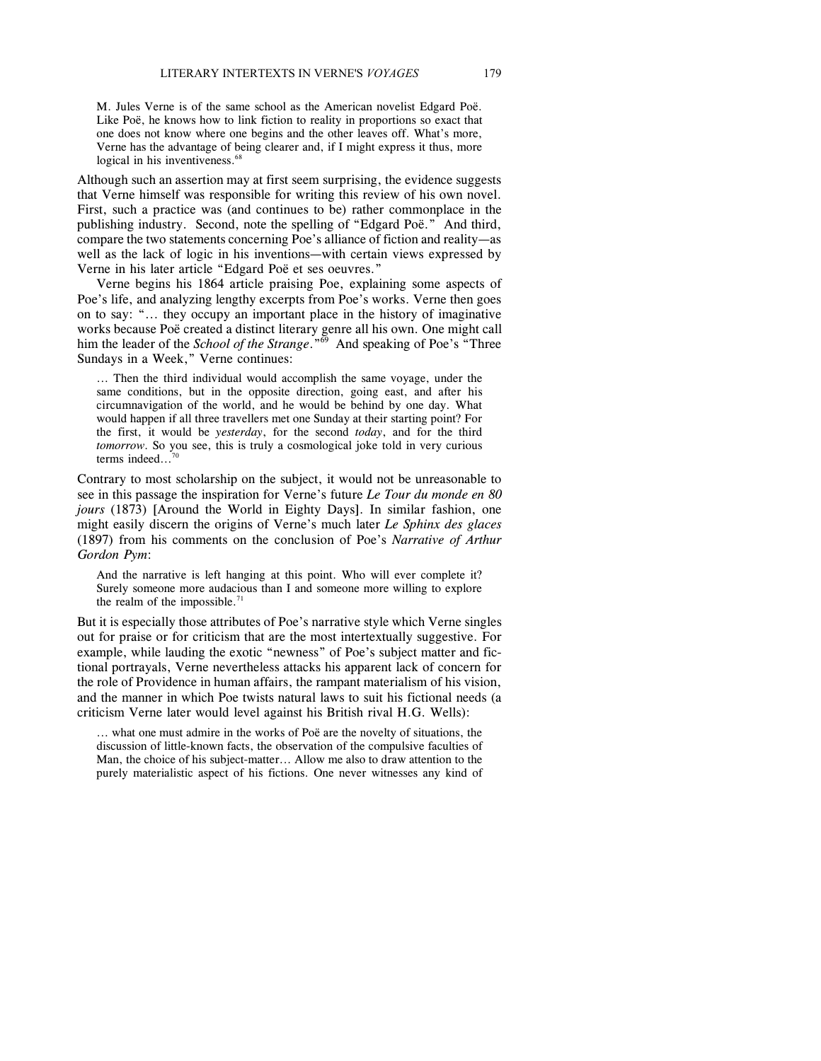> M. Jules Verne is of the same school as the American novelist Edgard Poë. Like Poë, he knows how to link fiction to reality in proportions so exact that one does not know where one begins and the other leaves off. What's more, Verne has the advantage of being clearer and, if I might express it thus, more logical in his inventiveness.[68]

Although such an assertion may at first seem surprising, the evidence suggests that Verne himself was responsible for writing this review of his own novel. First, such a practice was (and continues to be) rather commonplace in the publishing industry. Second, note the spelling of "Edgard Poë." And third, compare the two statements concerning Poe's alliance of fiction and reality—as well as the lack of logic in his inventions—with certain views expressed by Verne in his later article "Edgard Poë et ses oeuvres."

Verne begins his 1864 article praising Poe, explaining some aspects of Poe's life, and analyzing lengthy excerpts from Poe's works. Verne then goes on to say: "… they occupy an important place in the history of imaginative works because Poë created a distinct literary genre all his own. One might call him the leader of the *School of the Strange*."[69] And speaking of Poe's "Three Sundays in a Week," Verne continues:

> … Then the third individual would accomplish the same voyage, under the same conditions, but in the opposite direction, going east, and after his circumnavigation of the world, and he would be behind by one day. What would happen if all three travellers met one Sunday at their starting point? For the first, it would be *yesterday*, for the second *today*, and for the third *tomorrow*. So you see, this is truly a cosmological joke told in very curious terms indeed…[70]

Contrary to most scholarship on the subject, it would not be unreasonable to see in this passage the inspiration for Verne's future *Le Tour du monde en 80 jours* (1873) [Around the World in Eighty Days]. In similar fashion, one might easily discern the origins of Verne's much later *Le Sphinx des glaces* (1897) from his comments on the conclusion of Poe's *Narrative of Arthur Gordon Pym*:

> And the narrative is left hanging at this point. Who will ever complete it? Surely someone more audacious than I and someone more willing to explore the realm of the impossible.[71]

But it is especially those attributes of Poe's narrative style which Verne singles out for praise or for criticism that are the most intertextually suggestive. For example, while lauding the exotic "newness" of Poe's subject matter and fictional portrayals, Verne nevertheless attacks his apparent lack of concern for the role of Providence in human affairs, the rampant materialism of his vision, and the manner in which Poe twists natural laws to suit his fictional needs (a criticism Verne later would level against his British rival H.G. Wells):

> … what one must admire in the works of Poë are the novelty of situations, the discussion of little-known facts, the observation of the compulsive faculties of Man, the choice of his subject-matter… Allow me also to draw attention to the purely materialistic aspect of his fictions. One never witnesses any kind of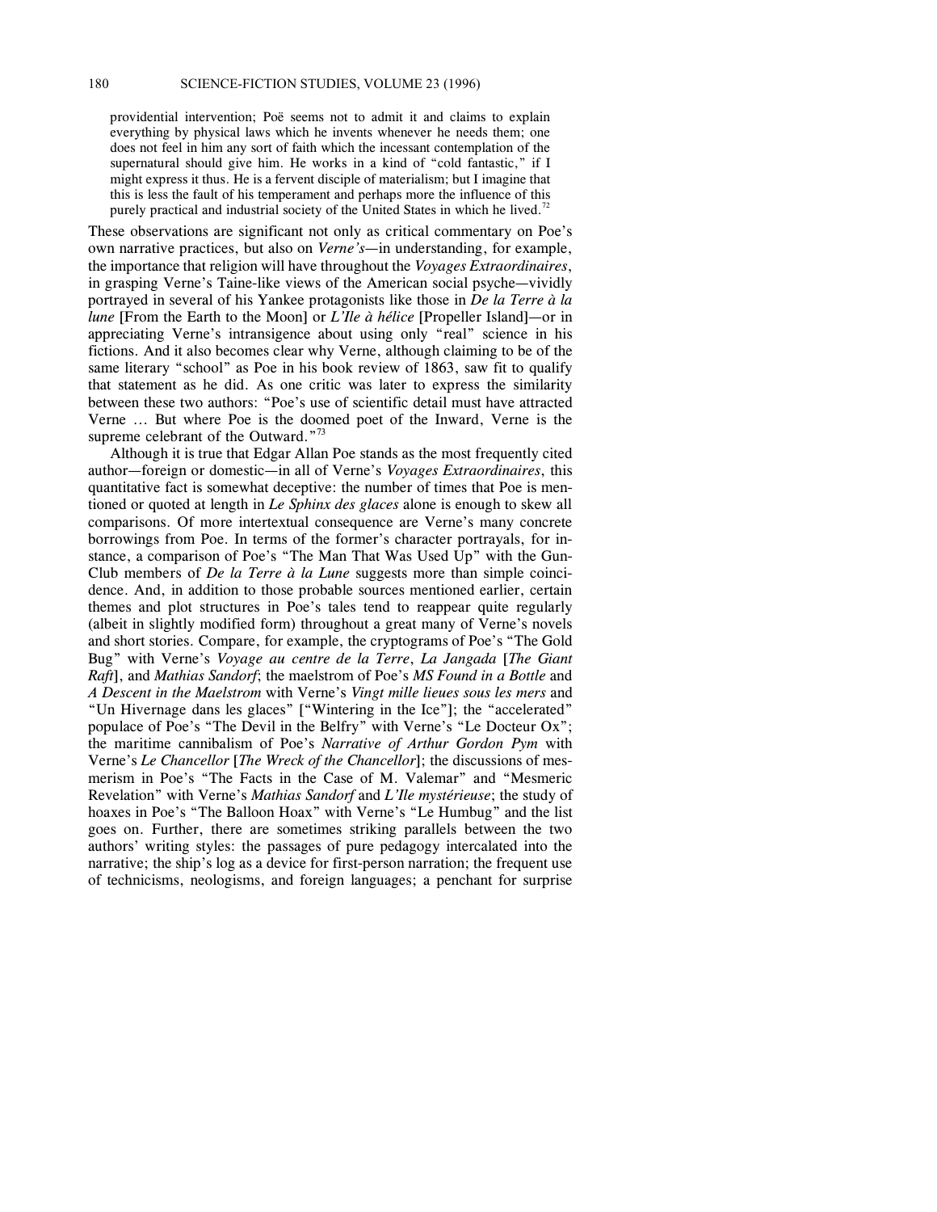> providential intervention; Poë seems not to admit it and claims to explain everything by physical laws which he invents whenever he needs them; one does not feel in him any sort of faith which the incessant contemplation of the supernatural should give him. He works in a kind of "cold fantastic," if I might express it thus. He is a fervent disciple of materialism; but I imagine that this is less the fault of his temperament and perhaps more the influence of this purely practical and industrial society of the United States in which he lived.[72]

These observations are significant not only as critical commentary on Poe's own narrative practices, but also on *Verne's*—in understanding, for example, the importance that religion will have throughout the *Voyages Extraordinaires*, in grasping Verne's Taine-like views of the American social psyche—vividly portrayed in several of his Yankee protagonists like those in *De la Terre à la lune* [From the Earth to the Moon] or *L'Ile à hélice* [Propeller Island]—or in appreciating Verne's intransigence about using only "real" science in his fictions. And it also becomes clear why Verne, although claiming to be of the same literary "school" as Poe in his book review of 1863, saw fit to qualify that statement as he did. As one critic was later to express the similarity between these two authors: "Poe's use of scientific detail must have attracted Verne ... But where Poe is the doomed poet of the Inward, Verne is the supreme celebrant of the Outward."[73]

Although it is true that Edgar Allan Poe stands as the most frequently cited author—foreign or domestic—in all of Verne's *Voyages Extraordinaires*, this quantitative fact is somewhat deceptive: the number of times that Poe is mentioned or quoted at length in *Le Sphinx des glaces* alone is enough to skew all comparisons. Of more intertextual consequence are Verne's many concrete borrowings from Poe. In terms of the former's character portrayals, for instance, a comparison of Poe's "The Man That Was Used Up" with the Gun-Club members of *De la Terre à la Lune* suggests more than simple coincidence. And, in addition to those probable sources mentioned earlier, certain themes and plot structures in Poe's tales tend to reappear quite regularly (albeit in slightly modified form) throughout a great many of Verne's novels and short stories. Compare, for example, the cryptograms of Poe's "The Gold Bug" with Verne's *Voyage au centre de la Terre*, *La Jangada* [*The Giant Raft*], and *Mathias Sandorf*; the maelstrom of Poe's *MS Found in a Bottle* and *A Descent in the Maelstrom* with Verne's *Vingt mille lieues sous les mers* and "Un Hivernage dans les glaces" ["Wintering in the Ice"]; the "accelerated" populace of Poe's "The Devil in the Belfry" with Verne's "Le Docteur Ox"; the maritime cannibalism of Poe's *Narrative of Arthur Gordon Pym* with Verne's *Le Chancellor* [*The Wreck of the Chancellor*]; the discussions of mesmerism in Poe's "The Facts in the Case of M. Valemar" and "Mesmeric Revelation" with Verne's *Mathias Sandorf* and *L'Ile mystérieuse*; the study of hoaxes in Poe's "The Balloon Hoax" with Verne's "Le Humbug" and the list goes on. Further, there are sometimes striking parallels between the two authors' writing styles: the passages of pure pedagogy intercalated into the narrative; the ship's log as a device for first-person narration; the frequent use of technicisms, neologisms, and foreign languages; a penchant for surprise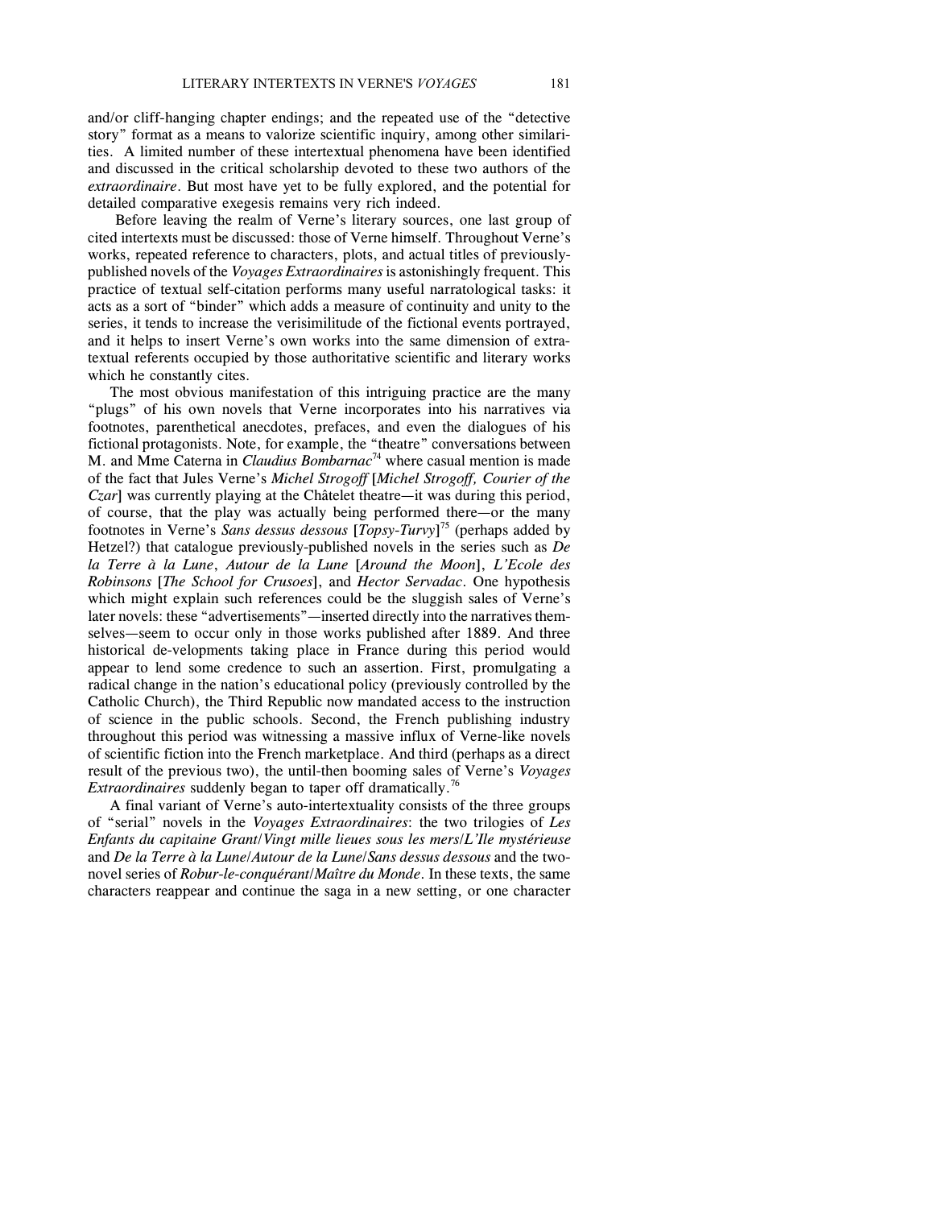and/or cliff-hanging chapter endings; and the repeated use of the "detective story" format as a means to valorize scientific inquiry, among other similarities. A limited number of these intertextual phenomena have been identified and discussed in the critical scholarship devoted to these two authors of the *extraordinaire*. But most have yet to be fully explored, and the potential for detailed comparative exegesis remains very rich indeed.

Before leaving the realm of Verne's literary sources, one last group of cited intertexts must be discussed: those of Verne himself. Throughout Verne's works, repeated reference to characters, plots, and actual titles of previously-published novels of the *Voyages Extraordinaires* is astonishingly frequent. This practice of textual self-citation performs many useful narratological tasks: it acts as a sort of "binder" which adds a measure of continuity and unity to the series, it tends to increase the verisimilitude of the fictional events portrayed, and it helps to insert Verne's own works into the same dimension of extra-textual referents occupied by those authoritative scientific and literary works which he constantly cites.

The most obvious manifestation of this intriguing practice are the many "plugs" of his own novels that Verne incorporates into his narratives via footnotes, parenthetical anecdotes, prefaces, and even the dialogues of his fictional protagonists. Note, for example, the "theatre" conversations between M. and Mme Caterna in *Claudius Bombarnac*[74] where casual mention is made of the fact that Jules Verne's *Michel Strogoff* [*Michel Strogoff, Courier of the Czar*] was currently playing at the Châtelet theatre—it was during this period, of course, that the play was actually being performed there—or the many footnotes in Verne's *Sans dessus dessous* [*Topsy-Turvy*][75] (perhaps added by Hetzel?) that catalogue previously-published novels in the series such as *De la Terre à la Lune*, *Autour de la Lune* [*Around the Moon*], *L'Ecole des Robinsons* [*The School for Crusoes*], and *Hector Servadac*. One hypothesis which might explain such references could be the sluggish sales of Verne's later novels: these "advertisements"—inserted directly into the narratives themselves—seem to occur only in those works published after 1889. And three historical de-velopments taking place in France during this period would appear to lend some credence to such an assertion. First, promulgating a radical change in the nation's educational policy (previously controlled by the Catholic Church), the Third Republic now mandated access to the instruction of science in the public schools. Second, the French publishing industry throughout this period was witnessing a massive influx of Verne-like novels of scientific fiction into the French marketplace. And third (perhaps as a direct result of the previous two), the until-then booming sales of Verne's *Voyages Extraordinaires* suddenly began to taper off dramatically.[76]

A final variant of Verne's auto-intertextuality consists of the three groups of "serial" novels in the *Voyages Extraordinaires*: the two trilogies of *Les Enfants du capitaine Grant*/*Vingt mille lieues sous les mers*/*L'Ile mystérieuse* and *De la Terre à la Lune*/*Autour de la Lune*/*Sans dessus dessous* and the two-novel series of *Robur-le-conquérant*/*Maître du Monde*. In these texts, the same characters reappear and continue the saga in a new setting, or one character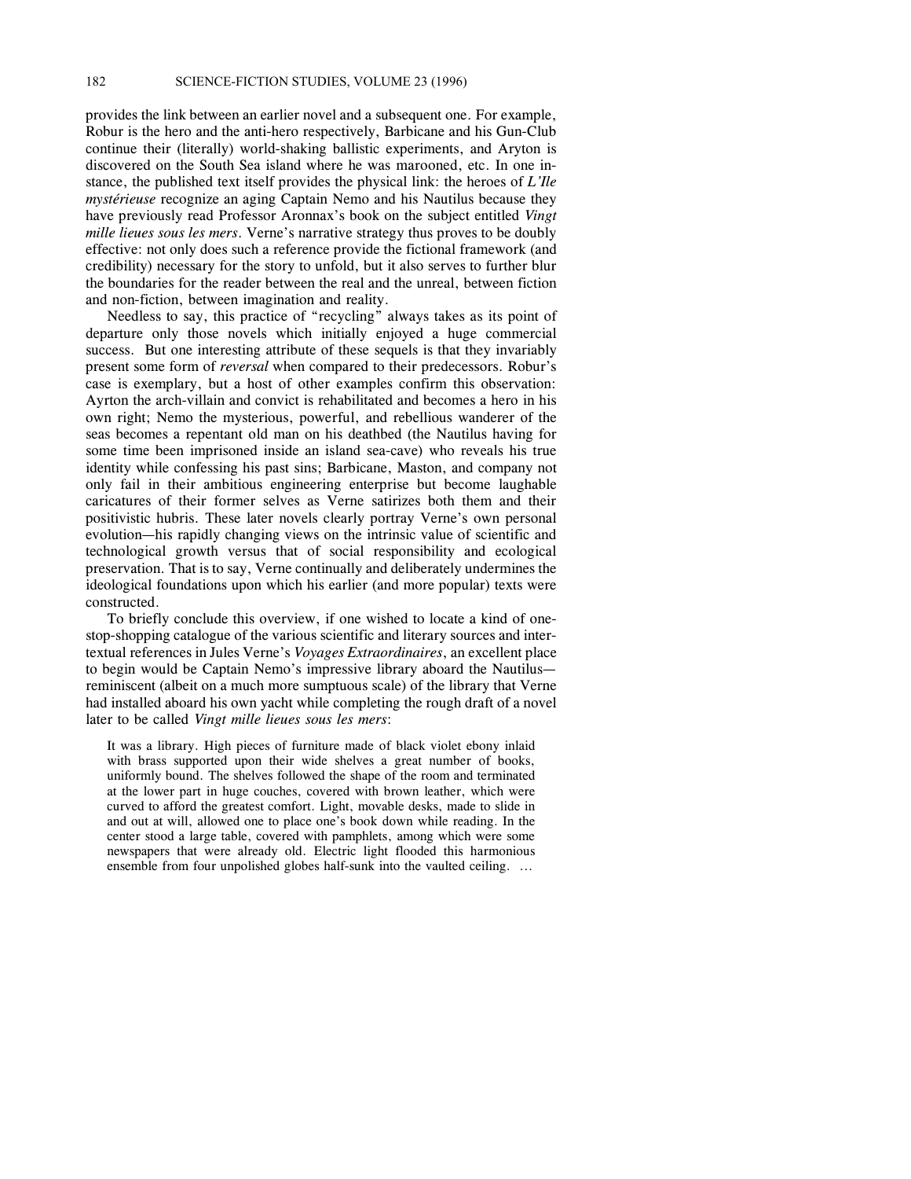provides the link between an earlier novel and a subsequent one. For example, Robur is the hero and the anti-hero respectively, Barbicane and his Gun-Club continue their (literally) world-shaking ballistic experiments, and Aryton is discovered on the South Sea island where he was marooned, etc. In one instance, the published text itself provides the physical link: the heroes of *L'Ile mystérieuse* recognize an aging Captain Nemo and his Nautilus because they have previously read Professor Aronnax's book on the subject entitled *Vingt mille lieues sous les mers*. Verne's narrative strategy thus proves to be doubly effective: not only does such a reference provide the fictional framework (and credibility) necessary for the story to unfold, but it also serves to further blur the boundaries for the reader between the real and the unreal, between fiction and non-fiction, between imagination and reality.

Needless to say, this practice of "recycling" always takes as its point of departure only those novels which initially enjoyed a huge commercial success. But one interesting attribute of these sequels is that they invariably present some form of *reversal* when compared to their predecessors. Robur's case is exemplary, but a host of other examples confirm this observation: Ayrton the arch-villain and convict is rehabilitated and becomes a hero in his own right; Nemo the mysterious, powerful, and rebellious wanderer of the seas becomes a repentant old man on his deathbed (the Nautilus having for some time been imprisoned inside an island sea-cave) who reveals his true identity while confessing his past sins; Barbicane, Maston, and company not only fail in their ambitious engineering enterprise but become laughable caricatures of their former selves as Verne satirizes both them and their positivistic hubris. These later novels clearly portray Verne's own personal evolution—his rapidly changing views on the intrinsic value of scientific and technological growth versus that of social responsibility and ecological preservation. That is to say, Verne continually and deliberately undermines the ideological foundations upon which his earlier (and more popular) texts were constructed.

To briefly conclude this overview, if one wished to locate a kind of one-stop-shopping catalogue of the various scientific and literary sources and inter-textual references in Jules Verne's *Voyages Extraordinaires*, an excellent place to begin would be Captain Nemo's impressive library aboard the Nautilus—reminiscent (albeit on a much more sumptuous scale) of the library that Verne had installed aboard his own yacht while completing the rough draft of a novel later to be called *Vingt mille lieues sous les mers*:

> It was a library. High pieces of furniture made of black violet ebony inlaid with brass supported upon their wide shelves a great number of books, uniformly bound. The shelves followed the shape of the room and terminated at the lower part in huge couches, covered with brown leather, which were curved to afford the greatest comfort. Light, movable desks, made to slide in and out at will, allowed one to place one's book down while reading. In the center stood a large table, covered with pamphlets, among which were some newspapers that were already old. Electric light flooded this harmonious ensemble from four unpolished globes half-sunk into the vaulted ceiling. ...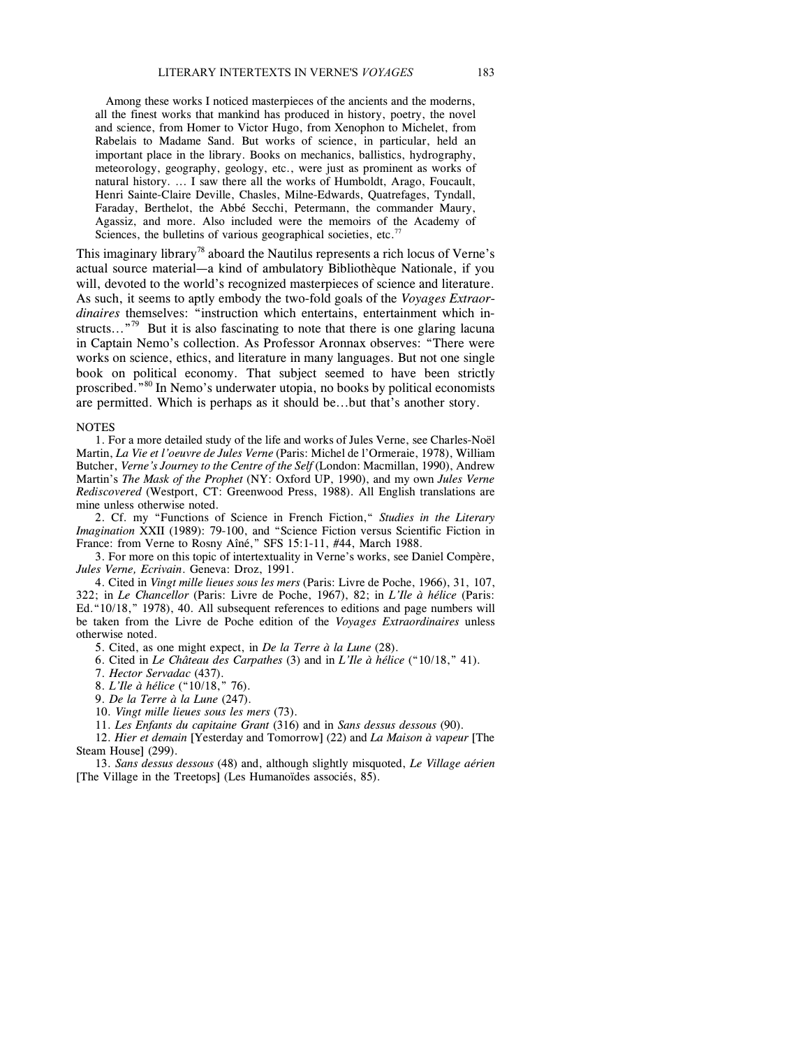> Among these works I noticed masterpieces of the ancients and the moderns, all the finest works that mankind has produced in history, poetry, the novel and science, from Homer to Victor Hugo, from Xenophon to Michelet, from Rabelais to Madame Sand. But works of science, in particular, held an important place in the library. Books on mechanics, ballistics, hydrography, meteorology, geography, geology, etc., were just as prominent as works of natural history. … I saw there all the works of Humboldt, Arago, Foucault, Henri Sainte-Claire Deville, Chasles, Milne-Edwards, Quatrefages, Tyndall, Faraday, Berthelot, the Abbé Secchi, Petermann, the commander Maury, Agassiz, and more. Also included were the memoirs of the Academy of Sciences, the bulletins of various geographical societies, etc.[77]

This imaginary library[78] aboard the Nautilus represents a rich locus of Verne's actual source material—a kind of ambulatory Bibliothèque Nationale, if you will, devoted to the world's recognized masterpieces of science and literature. As such, it seems to aptly embody the two-fold goals of the *Voyages Extraordinaires* themselves: "instruction which entertains, entertainment which instructs…"[79] But it is also fascinating to note that there is one glaring lacuna in Captain Nemo's collection. As Professor Aronnax observes: "There were works on science, ethics, and literature in many languages. But not one single book on political economy. That subject seemed to have been strictly proscribed."[80] In Nemo's underwater utopia, no books by political economists are permitted. Which is perhaps as it should be…but that's another story.

NOTES

1. For a more detailed study of the life and works of Jules Verne, see Charles-Noël Martin, *La Vie et l'oeuvre de Jules Verne* (Paris: Michel de l'Ormeraie, 1978), William Butcher, *Verne's Journey to the Centre of the Self* (London: Macmillan, 1990), Andrew Martin's *The Mask of the Prophet* (NY: Oxford UP, 1990), and my own *Jules Verne Rediscovered* (Westport, CT: Greenwood Press, 1988). All English translations are mine unless otherwise noted.

2. Cf. my "Functions of Science in French Fiction," *Studies in the Literary Imagination* XXII (1989): 79-100, and "Science Fiction versus Scientific Fiction in France: from Verne to Rosny Aîné," SFS 15:1-11, #44, March 1988.

3. For more on this topic of intertextuality in Verne's works, see Daniel Compère, *Jules Verne, Ecrivain*. Geneva: Droz, 1991.

4. Cited in *Vingt mille lieues sous les mers* (Paris: Livre de Poche, 1966), 31, 107, 322; in *Le Chancellor* (Paris: Livre de Poche, 1967), 82; in *L'Ile à hélice* (Paris: Ed."10/18," 1978), 40. All subsequent references to editions and page numbers will be taken from the Livre de Poche edition of the *Voyages Extraordinaires* unless otherwise noted.

5. Cited, as one might expect, in *De la Terre à la Lune* (28).

6. Cited in *Le Château des Carpathes* (3) and in *L'Ile à hélice* ("10/18," 41).

7. *Hector Servadac* (437).

8. *L'Ile à hélice* ("10/18," 76).

9. *De la Terre à la Lune* (247).

10. *Vingt mille lieues sous les mers* (73).

11. *Les Enfants du capitaine Grant* (316) and in *Sans dessus dessous* (90).

12. *Hier et demain* [Yesterday and Tomorrow] (22) and *La Maison à vapeur* [The Steam House] (299).

13. *Sans dessus dessous* (48) and, although slightly misquoted, *Le Village aérien* [The Village in the Treetops] (Les Humanoïdes associés, 85).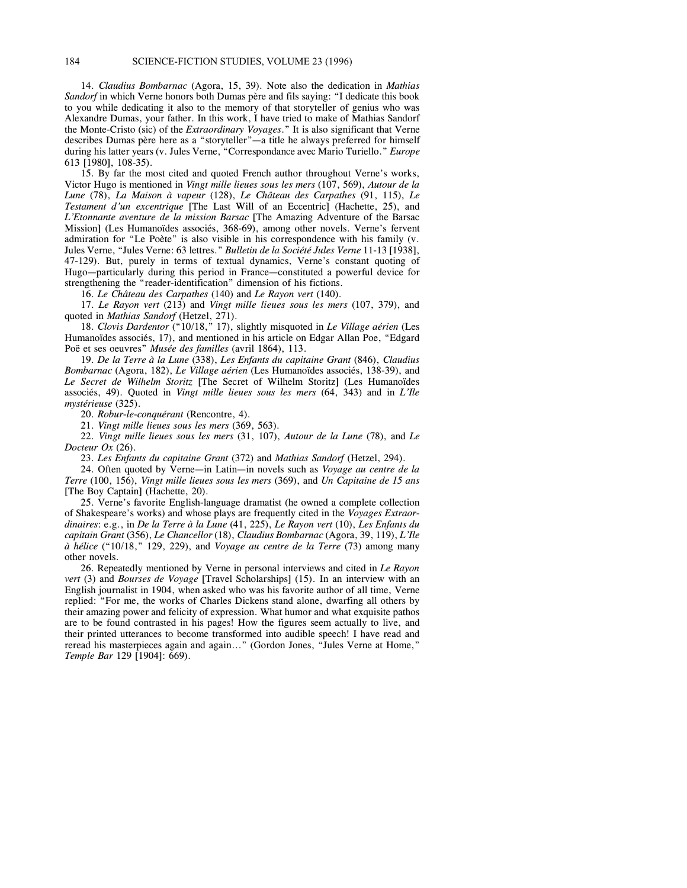14. *Claudius Bombarnac* (Agora, 15, 39). Note also the dedication in *Mathias Sandorf* in which Verne honors both Dumas père and fils saying: "I dedicate this book to you while dedicating it also to the memory of that storyteller of genius who was Alexandre Dumas, your father. In this work, I have tried to make of Mathias Sandorf the Monte-Cristo (sic) of the *Extraordinary Voyages*." It is also significant that Verne describes Dumas père here as a "storyteller"—a title he always preferred for himself during his latter years (v. Jules Verne, "Correspondance avec Mario Turiello." *Europe* 613 [1980], 108-35).

15. By far the most cited and quoted French author throughout Verne's works, Victor Hugo is mentioned in *Vingt mille lieues sous les mers* (107, 569), *Autour de la Lune* (78), *La Maison à vapeur* (128), *Le Château des Carpathes* (91, 115), *Le Testament d'un excentrique* [The Last Will of an Eccentric] (Hachette, 25), and *L'Etonnante aventure de la mission Barsac* [The Amazing Adventure of the Barsac Mission] (Les Humanoïdes associés, 368-69), among other novels. Verne's fervent admiration for "Le Poète" is also visible in his correspondence with his family (v. Jules Verne, "Jules Verne: 63 lettres." *Bulletin de la Société Jules Verne* 11-13 [1938], 47-129). But, purely in terms of textual dynamics, Verne's constant quoting of Hugo—particularly during this period in France—constituted a powerful device for strengthening the "reader-identification" dimension of his fictions.

16. *Le Château des Carpathes* (140) and *Le Rayon vert* (140).

17. *Le Rayon vert* (213) and *Vingt mille lieues sous les mers* (107, 379), and quoted in *Mathias Sandorf* (Hetzel, 271).

18. *Clovis Dardentor* ("10/18," 17), slightly misquoted in *Le Village aérien* (Les Humanoïdes associés, 17), and mentioned in his article on Edgar Allan Poe, "Edgard Poë et ses oeuvres" *Musée des familles* (avril 1864), 113.

19. *De la Terre à la Lune* (338), *Les Enfants du capitaine Grant* (846), *Claudius Bombarnac* (Agora, 182), *Le Village aérien* (Les Humanoïdes associés, 138-39), and *Le Secret de Wilhelm Storitz* [The Secret of Wilhelm Storitz] (Les Humanoïdes associés, 49). Quoted in *Vingt mille lieues sous les mers* (64, 343) and in *L'Ile mystérieuse* (325).

20. *Robur-le-conquérant* (Rencontre, 4).

21. *Vingt mille lieues sous les mers* (369, 563).

22. *Vingt mille lieues sous les mers* (31, 107), *Autour de la Lune* (78), and *Le Docteur Ox* (26).

23. *Les Enfants du capitaine Grant* (372) and *Mathias Sandorf* (Hetzel, 294).

24. Often quoted by Verne—in Latin—in novels such as *Voyage au centre de la Terre* (100, 156), *Vingt mille lieues sous les mers* (369), and *Un Capitaine de 15 ans* [The Boy Captain] (Hachette, 20).

25. Verne's favorite English-language dramatist (he owned a complete collection of Shakespeare's works) and whose plays are frequently cited in the *Voyages Extraordinaires*: e.g., in *De la Terre à la Lune* (41, 225), *Le Rayon vert* (10), *Les Enfants du capitain Grant* (356), *Le Chancellor* (18), *Claudius Bombarnac* (Agora, 39, 119), *L'Ile à hélice* ("10/18," 129, 229), and *Voyage au centre de la Terre* (73) among many other novels.

26. Repeatedly mentioned by Verne in personal interviews and cited in *Le Rayon vert* (3) and *Bourses de Voyage* [Travel Scholarships] (15). In an interview with an English journalist in 1904, when asked who was his favorite author of all time, Verne replied: "For me, the works of Charles Dickens stand alone, dwarfing all others by their amazing power and felicity of expression. What humor and what exquisite pathos are to be found contrasted in his pages! How the figures seem actually to live, and their printed utterances to become transformed into audible speech! I have read and reread his masterpieces again and again…" (Gordon Jones, "Jules Verne at Home," *Temple Bar* 129 [1904]: 669).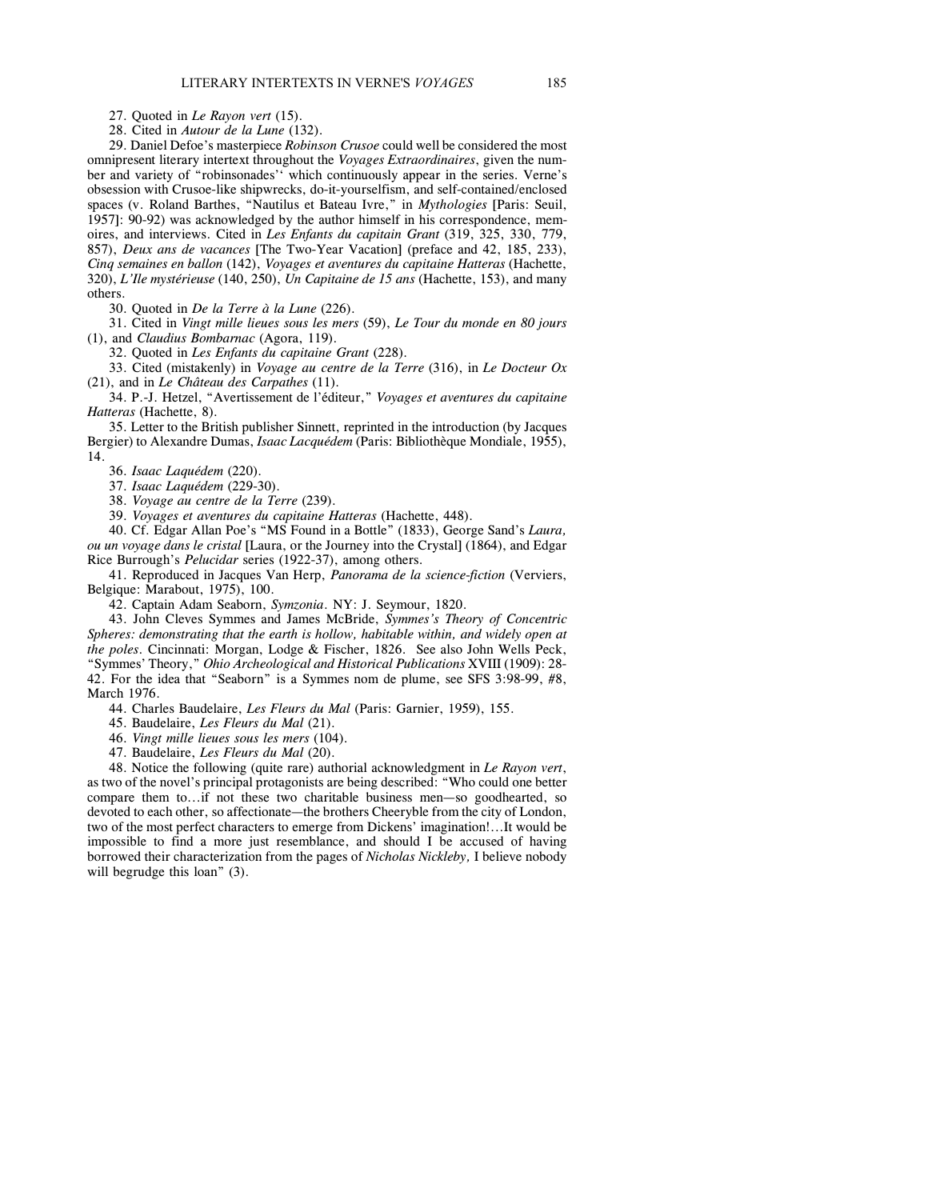27. Quoted in *Le Rayon vert* (15).

28. Cited in *Autour de la Lune* (132).

29. Daniel Defoe's masterpiece *Robinson Crusoe* could well be considered the most omnipresent literary intertext throughout the *Voyages Extraordinaires*, given the number and variety of "robinsonades'' which continuously appear in the series. Verne's obsession with Crusoe-like shipwrecks, do-it-yourselfism, and self-contained/enclosed spaces (v. Roland Barthes, "Nautilus et Bateau Ivre," in *Mythologies* [Paris: Seuil, 1957]: 90-92) was acknowledged by the author himself in his correspondence, memoires, and interviews. Cited in *Les Enfants du capitain Grant* (319, 325, 330, 779, 857), *Deux ans de vacances* [The Two-Year Vacation] (preface and 42, 185, 233), *Cinq semaines en ballon* (142), *Voyages et aventures du capitaine Hatteras* (Hachette, 320), *L'Ile mystérieuse* (140, 250), *Un Capitaine de 15 ans* (Hachette, 153), and many others.

30. Quoted in *De la Terre à la Lune* (226).

31. Cited in *Vingt mille lieues sous les mers* (59), *Le Tour du monde en 80 jours* (1), and *Claudius Bombarnac* (Agora, 119).

32. Quoted in *Les Enfants du capitaine Grant* (228).

33. Cited (mistakenly) in *Voyage au centre de la Terre* (316), in *Le Docteur Ox* (21), and in *Le Château des Carpathes* (11).

34. P.-J. Hetzel, "Avertissement de l'éditeur," *Voyages et aventures du capitaine Hatteras* (Hachette, 8).

35. Letter to the British publisher Sinnett, reprinted in the introduction (by Jacques Bergier) to Alexandre Dumas, *Isaac Lacquédem* (Paris: Bibliothèque Mondiale, 1955), 14.

36. *Isaac Laquédem* (220).

37. *Isaac Laquédem* (229-30).

38. *Voyage au centre de la Terre* (239).

39. *Voyages et aventures du capitaine Hatteras* (Hachette, 448).

40. Cf. Edgar Allan Poe's "MS Found in a Bottle" (1833), George Sand's *Laura, ou un voyage dans le cristal* [Laura, or the Journey into the Crystal] (1864), and Edgar Rice Burrough's *Pelucidar* series (1922-37), among others.

41. Reproduced in Jacques Van Herp, *Panorama de la science-fiction* (Verviers, Belgique: Marabout, 1975), 100.

42. Captain Adam Seaborn, *Symzonia*. NY: J. Seymour, 1820.

43. John Cleves Symmes and James McBride, *Symmes's Theory of Concentric Spheres: demonstrating that the earth is hollow, habitable within, and widely open at the poles*. Cincinnati: Morgan, Lodge & Fischer, 1826. See also John Wells Peck, "Symmes' Theory," *Ohio Archeological and Historical Publications* XVIII (1909): 28-42. For the idea that "Seaborn" is a Symmes nom de plume, see SFS 3:98-99, #8, March 1976.

44. Charles Baudelaire, *Les Fleurs du Mal* (Paris: Garnier, 1959), 155.

45. Baudelaire, *Les Fleurs du Mal* (21).

46. *Vingt mille lieues sous les mers* (104).

47. Baudelaire, *Les Fleurs du Mal* (20).

48. Notice the following (quite rare) authorial acknowledgment in *Le Rayon vert*, as two of the novel's principal protagonists are being described: "Who could one better compare them to…if not these two charitable business men—so goodhearted, so devoted to each other, so affectionate—the brothers Cheeryble from the city of London, two of the most perfect characters to emerge from Dickens' imagination!…It would be impossible to find a more just resemblance, and should I be accused of having borrowed their characterization from the pages of *Nicholas Nickleby,* I believe nobody will begrudge this loan" (3).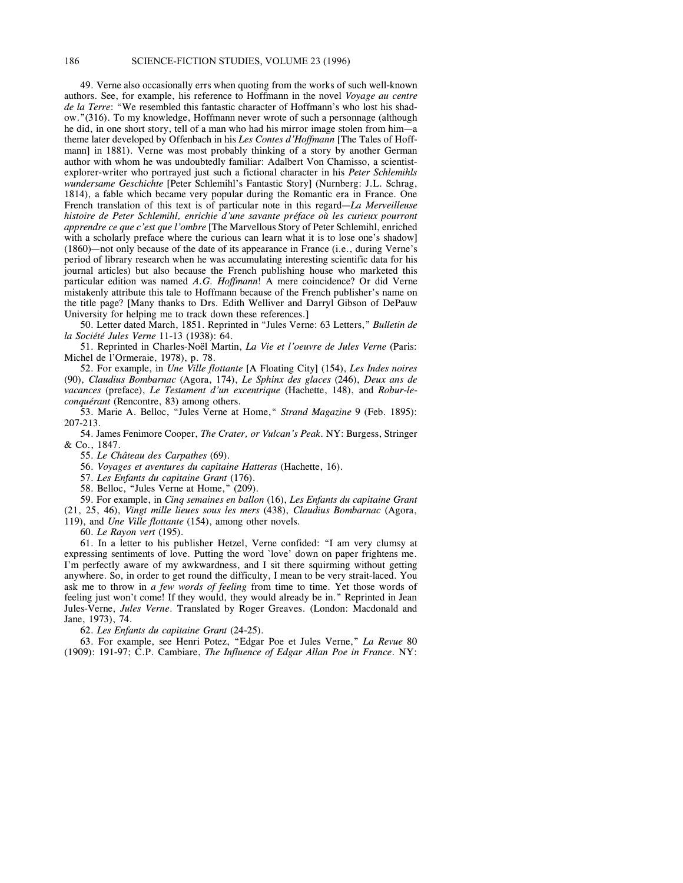49. Verne also occasionally errs when quoting from the works of such well-known authors. See, for example, his reference to Hoffmann in the novel *Voyage au centre de la Terre*: "We resembled this fantastic character of Hoffmann's who lost his shadow."(316). To my knowledge, Hoffmann never wrote of such a personnage (although he did, in one short story, tell of a man who had his mirror image stolen from him—a theme later developed by Offenbach in his *Les Contes d'Hoffmann* [The Tales of Hoffmann] in 1881). Verne was most probably thinking of a story by another German author with whom he was undoubtedly familiar: Adalbert Von Chamisso, a scientist-explorer-writer who portrayed just such a fictional character in his *Peter Schlemihls wundersame Geschichte* [Peter Schlemihl's Fantastic Story] (Nurnberg: J.L. Schrag, 1814), a fable which became very popular during the Romantic era in France. One French translation of this text is of particular note in this regard—*La Merveilleuse histoire de Peter Schlemihl, enrichie d'une savante préface où les curieux pourront apprendre ce que c'est que l'ombre* [The Marvellous Story of Peter Schlemihl, enriched with a scholarly preface where the curious can learn what it is to lose one's shadow] (1860)—not only because of the date of its appearance in France (i.e., during Verne's period of library research when he was accumulating interesting scientific data for his journal articles) but also because the French publishing house who marketed this particular edition was named *A.G. Hoffmann*! A mere coincidence? Or did Verne mistakenly attribute this tale to Hoffmann because of the French publisher's name on the title page? [Many thanks to Drs. Edith Welliver and Darryl Gibson of DePauw University for helping me to track down these references.]

50. Letter dated March, 1851. Reprinted in "Jules Verne: 63 Letters," *Bulletin de la Société Jules Verne* 11-13 (1938): 64.

51. Reprinted in Charles-Noël Martin, *La Vie et l'oeuvre de Jules Verne* (Paris: Michel de l'Ormeraie, 1978), p. 78.

52. For example, in *Une Ville flottante* [A Floating City] (154), *Les Indes noires* (90), *Claudius Bombarnac* (Agora, 174), *Le Sphinx des glaces* (246), *Deux ans de vacances* (preface), *Le Testament d'un excentrique* (Hachette, 148), and *Robur-le-conquérant* (Rencontre, 83) among others.

53. Marie A. Belloc, "Jules Verne at Home," *Strand Magazine* 9 (Feb. 1895): 207-213.

54. James Fenimore Cooper, *The Crater, or Vulcan's Peak*. NY: Burgess, Stringer & Co., 1847.

55. *Le Château des Carpathes* (69).

56. *Voyages et aventures du capitaine Hatteras* (Hachette, 16).

57. *Les Enfants du capitaine Grant* (176).

58. Belloc, "Jules Verne at Home," (209).

59. For example, in *Cinq semaines en ballon* (16), *Les Enfants du capitaine Grant* (21, 25, 46), *Vingt mille lieues sous les mers* (438), *Claudius Bombarnac* (Agora, 119), and *Une Ville flottante* (154), among other novels.

60. *Le Rayon vert* (195).

61. In a letter to his publisher Hetzel, Verne confided: "I am very clumsy at expressing sentiments of love. Putting the word `love' down on paper frightens me. I'm perfectly aware of my awkwardness, and I sit there squirming without getting anywhere. So, in order to get round the difficulty, I mean to be very strait-laced. You ask me to throw in *a few words of feeling* from time to time. Yet those words of feeling just won't come! If they would, they would already be in." Reprinted in Jean Jules-Verne, *Jules Verne*. Translated by Roger Greaves. (London: Macdonald and Jane, 1973), 74.

62. *Les Enfants du capitaine Grant* (24-25).

63. For example, see Henri Potez, "Edgar Poe et Jules Verne," *La Revue* 80 (1909): 191-97; C.P. Cambiare, *The Influence of Edgar Allan Poe in France*. NY: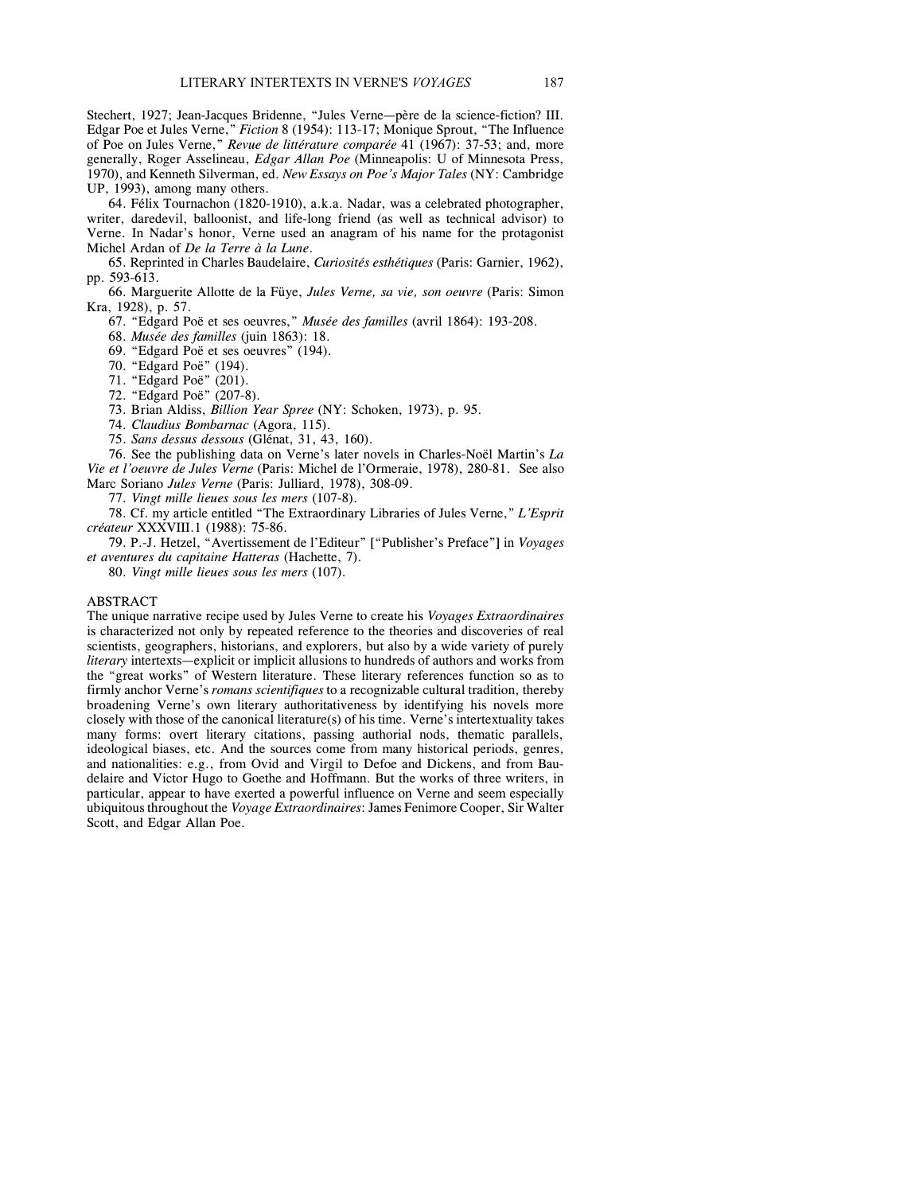Stechert, 1927; Jean-Jacques Bridenne, "Jules Verne—père de la science-fiction? III. Edgar Poe et Jules Verne," *Fiction* 8 (1954): 113-17; Monique Sprout, "The Influence of Poe on Jules Verne," *Revue de littérature comparée* 41 (1967): 37-53; and, more generally, Roger Asselineau, *Edgar Allan Poe* (Minneapolis: U of Minnesota Press, 1970), and Kenneth Silverman, ed. *New Essays on Poe's Major Tales* (NY: Cambridge UP, 1993), among many others.

64. Félix Tournachon (1820-1910), a.k.a. Nadar, was a celebrated photographer, writer, daredevil, balloonist, and life-long friend (as well as technical advisor) to Verne. In Nadar's honor, Verne used an anagram of his name for the protagonist Michel Ardan of *De la Terre à la Lune*.

65. Reprinted in Charles Baudelaire, *Curiosités esthétiques* (Paris: Garnier, 1962), pp. 593-613.

66. Marguerite Allotte de la Füye, *Jules Verne, sa vie, son oeuvre* (Paris: Simon Kra, 1928), p. 57.

67. "Edgard Poë et ses oeuvres," *Musée des familles* (avril 1864): 193-208.

68. *Musée des familles* (juin 1863): 18.

69. "Edgard Poë et ses oeuvres" (194).

70. "Edgard Poë" (194).

71. "Edgard Poë" (201).

72. "Edgard Poë" (207-8).

73. Brian Aldiss, *Billion Year Spree* (NY: Schoken, 1973), p. 95.

74. *Claudius Bombarnac* (Agora, 115).

75. *Sans dessus dessous* (Glénat, 31, 43, 160).

76. See the publishing data on Verne's later novels in Charles-Noël Martin's *La Vie et l'oeuvre de Jules Verne* (Paris: Michel de l'Ormeraie, 1978), 280-81. See also Marc Soriano *Jules Verne* (Paris: Julliard, 1978), 308-09.

77. *Vingt mille lieues sous les mers* (107-8).

78. Cf. my article entitled "The Extraordinary Libraries of Jules Verne," *L'Esprit créateur* XXXVIII.1 (1988): 75-86.

79. P.-J. Hetzel, "Avertissement de l'Editeur" ["Publisher's Preface"] in *Voyages et aventures du capitaine Hatteras* (Hachette, 7).

80. *Vingt mille lieues sous les mers* (107).

## ABSTRACT

The unique narrative recipe used by Jules Verne to create his *Voyages Extraordinaires* is characterized not only by repeated reference to the theories and discoveries of real scientists, geographers, historians, and explorers, but also by a wide variety of purely *literary* intertexts—explicit or implicit allusions to hundreds of authors and works from the "great works" of Western literature. These literary references function so as to firmly anchor Verne's *romans scientifiques* to a recognizable cultural tradition, thereby broadening Verne's own literary authoritativeness by identifying his novels more closely with those of the canonical literature(s) of his time. Verne's intertextuality takes many forms: overt literary citations, passing authorial nods, thematic parallels, ideological biases, etc. And the sources come from many historical periods, genres, and nationalities: e.g., from Ovid and Virgil to Defoe and Dickens, and from Baudelaire and Victor Hugo to Goethe and Hoffmann. But the works of three writers, in particular, appear to have exerted a powerful influence on Verne and seem especially ubiquitous throughout the *Voyage Extraordinaires*: James Fenimore Cooper, Sir Walter Scott, and Edgar Allan Poe.